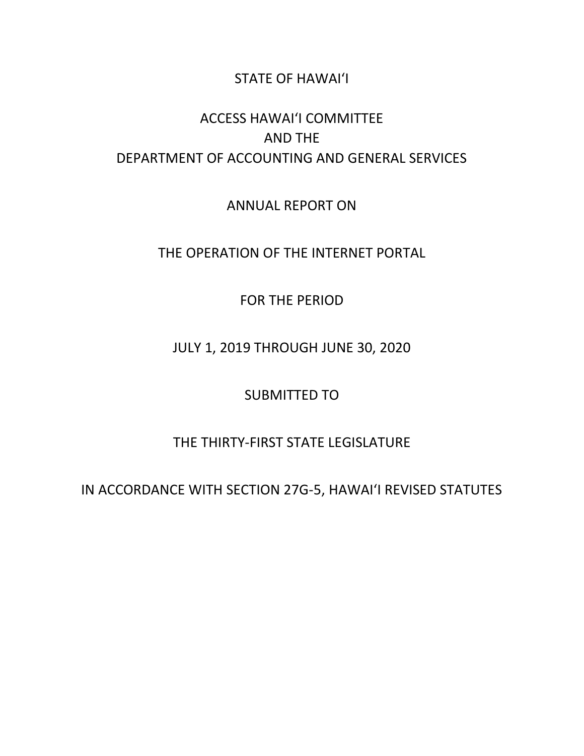STATE OF HAWAIʻI

ACCESS HAWAIʻI COMMITTEE
AND THE
DEPARTMENT OF ACCOUNTING AND GENERAL SERVICES

ANNUAL REPORT ON

THE OPERATION OF THE INTERNET PORTAL

FOR THE PERIOD

JULY 1, 2019 THROUGH JUNE 30, 2020

SUBMITTED TO

THE THIRTY-FIRST STATE LEGISLATURE

IN ACCORDANCE WITH SECTION 27G-5, HAWAIʻI REVISED STATUTES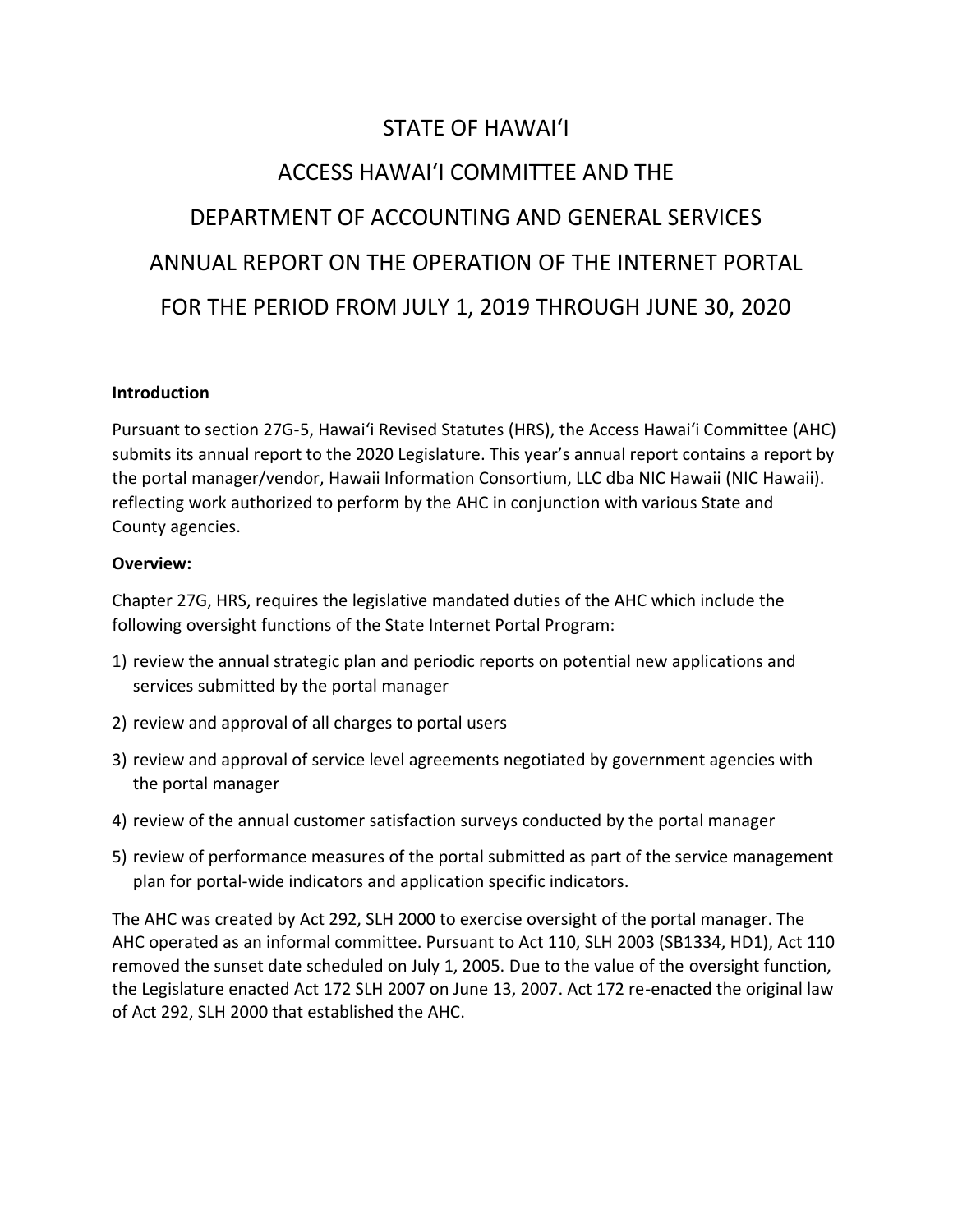# STATE OF HAWAIʻI

# ACCESS HAWAIʻI COMMITTEE AND THE

# DEPARTMENT OF ACCOUNTING AND GENERAL SERVICES

# ANNUAL REPORT ON THE OPERATION OF THE INTERNET PORTAL

# FOR THE PERIOD FROM JULY 1, 2019 THROUGH JUNE 30, 2020

**Introduction**

Pursuant to section 27G-5, Hawaiʻi Revised Statutes (HRS), the Access Hawaiʻi Committee (AHC) submits its annual report to the 2020 Legislature. This year's annual report contains a report by the portal manager/vendor, Hawaii Information Consortium, LLC dba NIC Hawaii (NIC Hawaii). reflecting work authorized to perform by the AHC in conjunction with various State and County agencies.

**Overview:**

Chapter 27G, HRS, requires the legislative mandated duties of the AHC which include the following oversight functions of the State Internet Portal Program:

1) review the annual strategic plan and periodic reports on potential new applications and services submitted by the portal manager
2) review and approval of all charges to portal users
3) review and approval of service level agreements negotiated by government agencies with the portal manager
4) review of the annual customer satisfaction surveys conducted by the portal manager
5) review of performance measures of the portal submitted as part of the service management plan for portal-wide indicators and application specific indicators.

The AHC was created by Act 292, SLH 2000 to exercise oversight of the portal manager. The AHC operated as an informal committee. Pursuant to Act 110, SLH 2003 (SB1334, HD1), Act 110 removed the sunset date scheduled on July 1, 2005. Due to the value of the oversight function, the Legislature enacted Act 172 SLH 2007 on June 13, 2007. Act 172 re-enacted the original law of Act 292, SLH 2000 that established the AHC.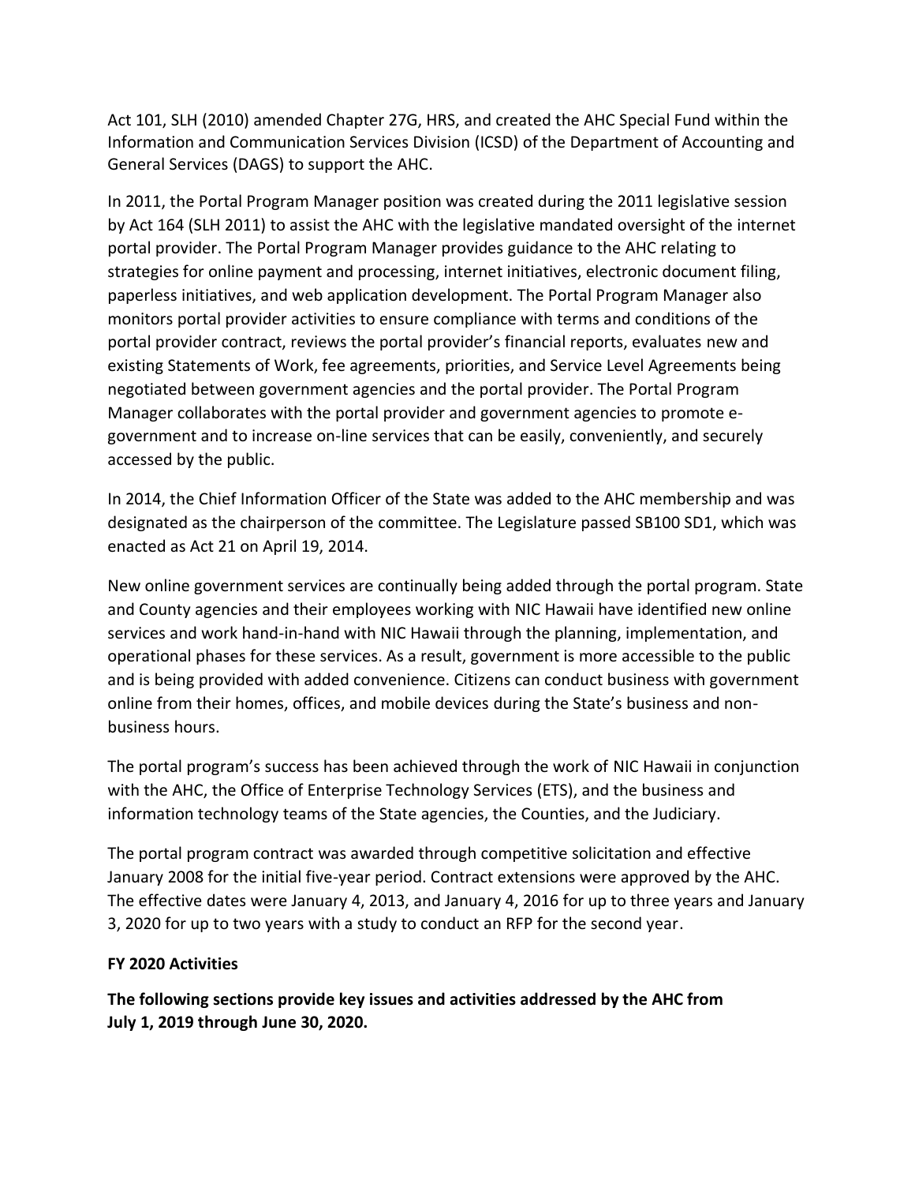Act 101, SLH (2010) amended Chapter 27G, HRS, and created the AHC Special Fund within the Information and Communication Services Division (ICSD) of the Department of Accounting and General Services (DAGS) to support the AHC.

In 2011, the Portal Program Manager position was created during the 2011 legislative session by Act 164 (SLH 2011) to assist the AHC with the legislative mandated oversight of the internet portal provider. The Portal Program Manager provides guidance to the AHC relating to strategies for online payment and processing, internet initiatives, electronic document filing, paperless initiatives, and web application development. The Portal Program Manager also monitors portal provider activities to ensure compliance with terms and conditions of the portal provider contract, reviews the portal provider's financial reports, evaluates new and existing Statements of Work, fee agreements, priorities, and Service Level Agreements being negotiated between government agencies and the portal provider. The Portal Program Manager collaborates with the portal provider and government agencies to promote e-government and to increase on-line services that can be easily, conveniently, and securely accessed by the public.

In 2014, the Chief Information Officer of the State was added to the AHC membership and was designated as the chairperson of the committee. The Legislature passed SB100 SD1, which was enacted as Act 21 on April 19, 2014.

New online government services are continually being added through the portal program. State and County agencies and their employees working with NIC Hawaii have identified new online services and work hand-in-hand with NIC Hawaii through the planning, implementation, and operational phases for these services. As a result, government is more accessible to the public and is being provided with added convenience. Citizens can conduct business with government online from their homes, offices, and mobile devices during the State's business and non-business hours.

The portal program's success has been achieved through the work of NIC Hawaii in conjunction with the AHC, the Office of Enterprise Technology Services (ETS), and the business and information technology teams of the State agencies, the Counties, and the Judiciary.

The portal program contract was awarded through competitive solicitation and effective January 2008 for the initial five-year period. Contract extensions were approved by the AHC. The effective dates were January 4, 2013, and January 4, 2016 for up to three years and January 3, 2020 for up to two years with a study to conduct an RFP for the second year.

## FY 2020 Activities

**The following sections provide key issues and activities addressed by the AHC from July 1, 2019 through June 30, 2020.**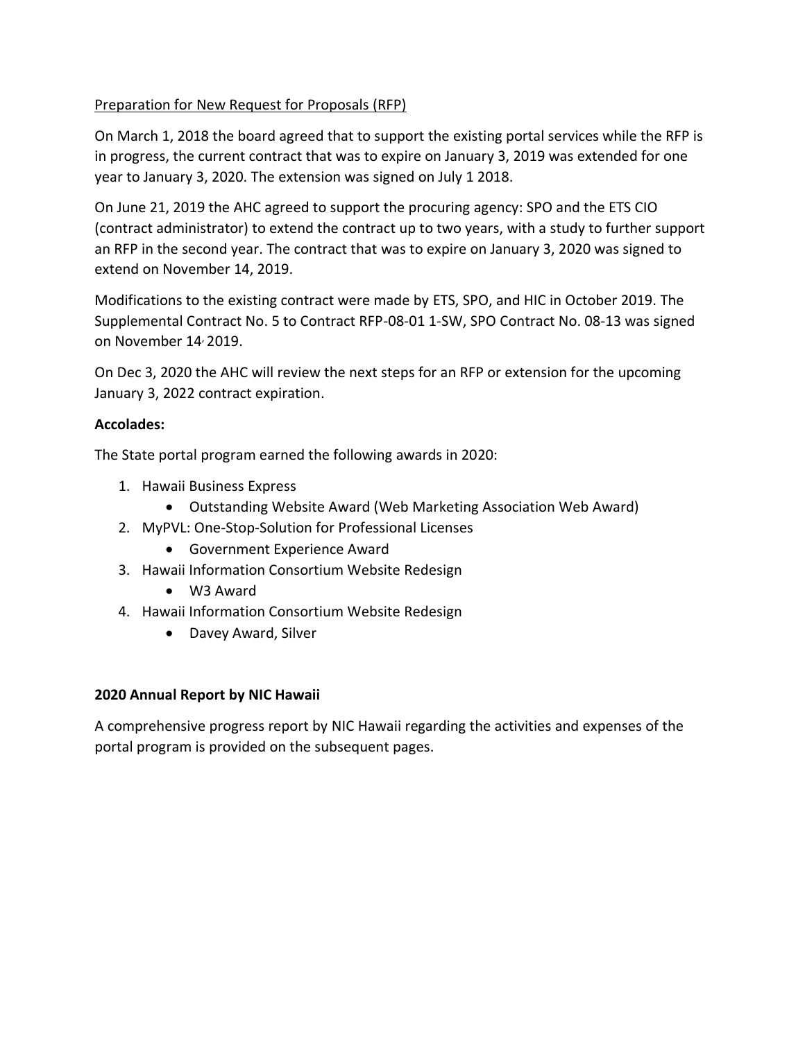Preparation for New Request for Proposals (RFP)

On March 1, 2018 the board agreed that to support the existing portal services while the RFP is in progress, the current contract that was to expire on January 3, 2019 was extended for one year to January 3, 2020. The extension was signed on July 1 2018.

On June 21, 2019 the AHC agreed to support the procuring agency: SPO and the ETS CIO (contract administrator) to extend the contract up to two years, with a study to further support an RFP in the second year. The contract that was to expire on January 3, 2020 was signed to extend on November 14, 2019.

Modifications to the existing contract were made by ETS, SPO, and HIC in October 2019. The Supplemental Contract No. 5 to Contract RFP-08-01 1-SW, SPO Contract No. 08-13 was signed on November 14, 2019.

On Dec 3, 2020 the AHC will review the next steps for an RFP or extension for the upcoming January 3, 2022 contract expiration.

**Accolades:**

The State portal program earned the following awards in 2020:

1. Hawaii Business Express
   - Outstanding Website Award (Web Marketing Association Web Award)
2. MyPVL: One-Stop-Solution for Professional Licenses
   - Government Experience Award
3. Hawaii Information Consortium Website Redesign
   - W3 Award
4. Hawaii Information Consortium Website Redesign
   - Davey Award, Silver

**2020 Annual Report by NIC Hawaii**

A comprehensive progress report by NIC Hawaii regarding the activities and expenses of the portal program is provided on the subsequent pages.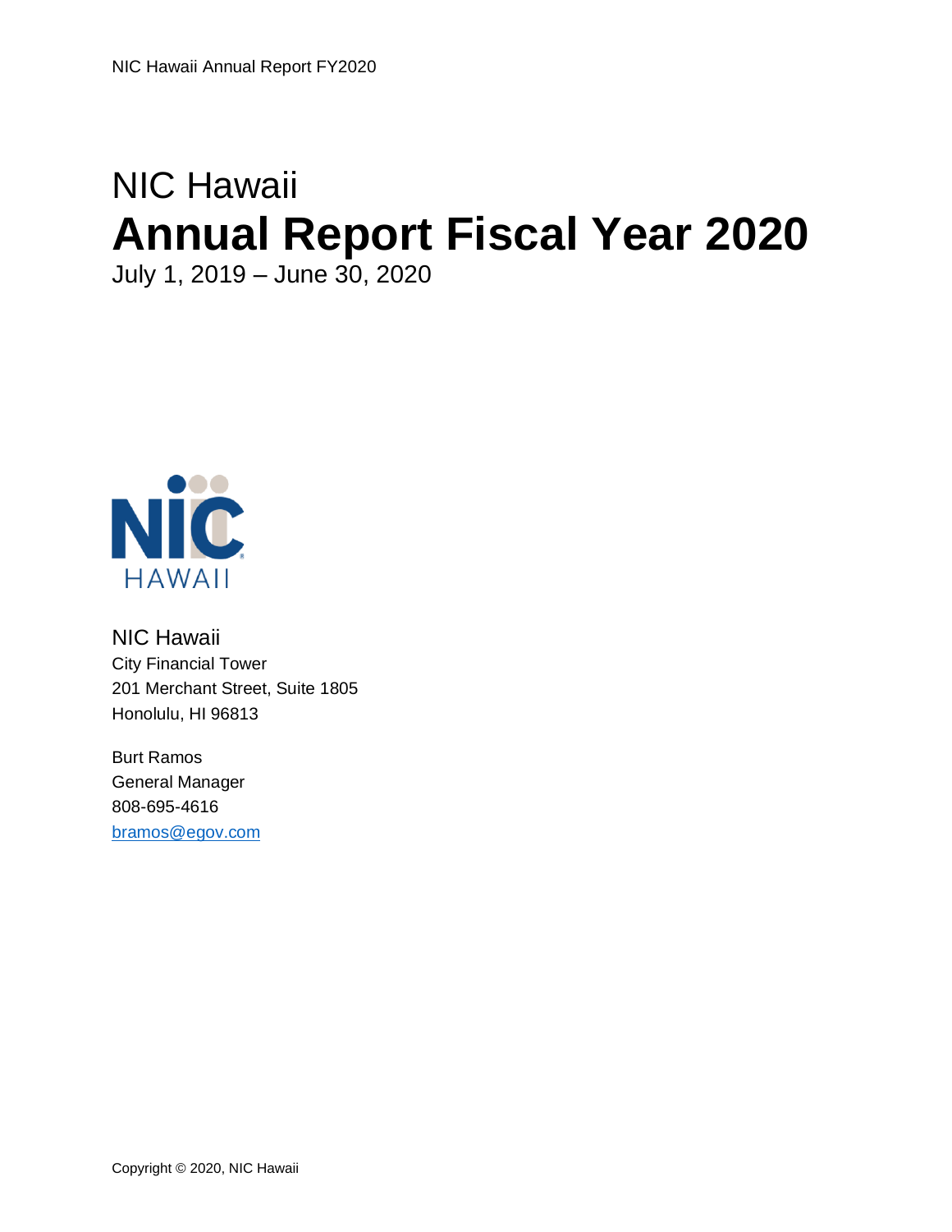# NIC Hawaii

# Annual Report Fiscal Year 2020

July 1, 2019 – June 30, 2020

NIC Hawaii
City Financial Tower
201 Merchant Street, Suite 1805
Honolulu, HI 96813

Burt Ramos
General Manager
808-695-4616
bramos@egov.com

Copyright © 2020, NIC Hawaii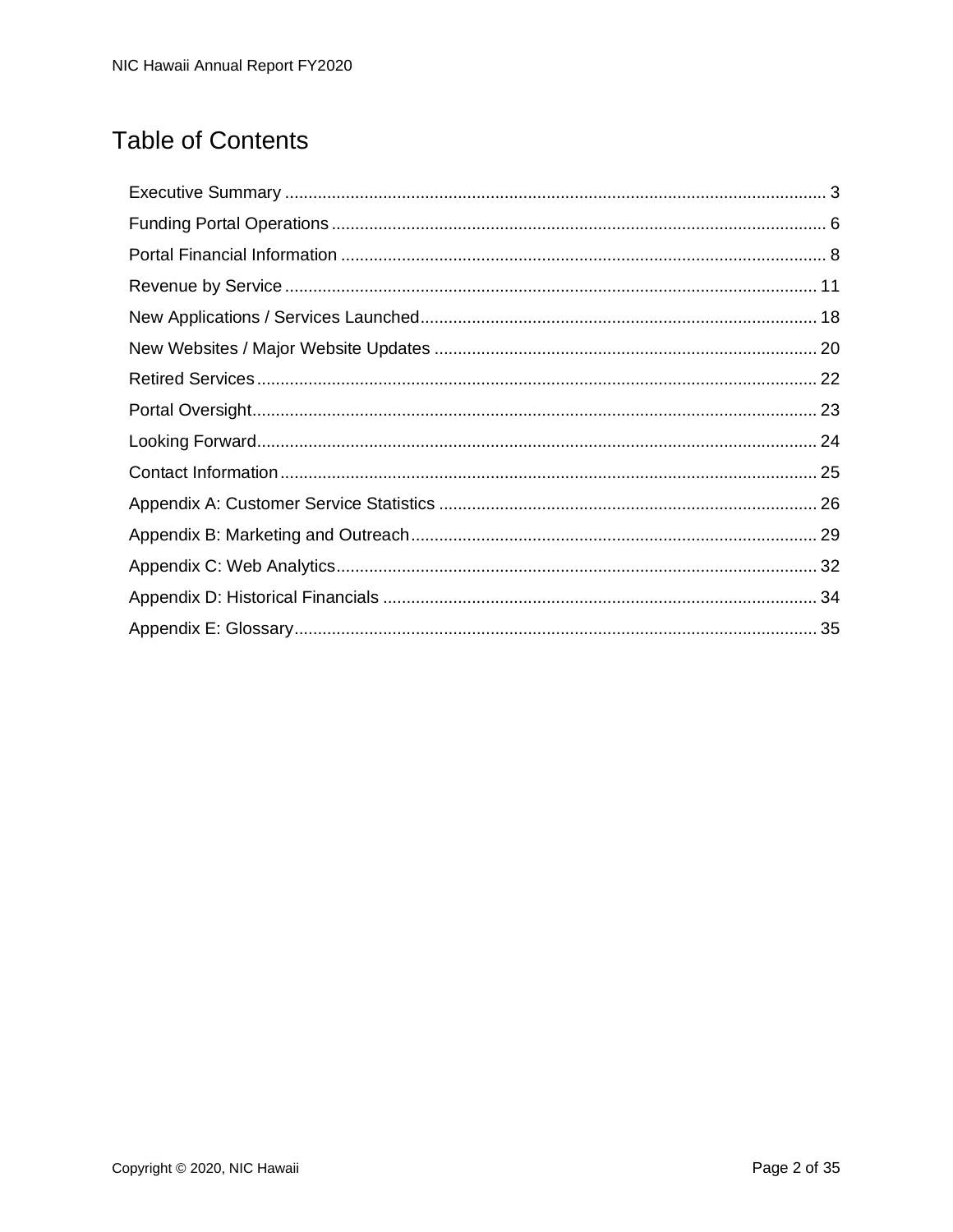# Table of Contents

- Executive Summary ........ 3
- Funding Portal Operations ........ 6
- Portal Financial Information ........ 8
- Revenue by Service ........ 11
- New Applications / Services Launched ........ 18
- New Websites / Major Website Updates ........ 20
- Retired Services ........ 22
- Portal Oversight ........ 23
- Looking Forward ........ 24
- Contact Information ........ 25
- Appendix A: Customer Service Statistics ........ 26
- Appendix B: Marketing and Outreach ........ 29
- Appendix C: Web Analytics ........ 32
- Appendix D: Historical Financials ........ 34
- Appendix E: Glossary ........ 35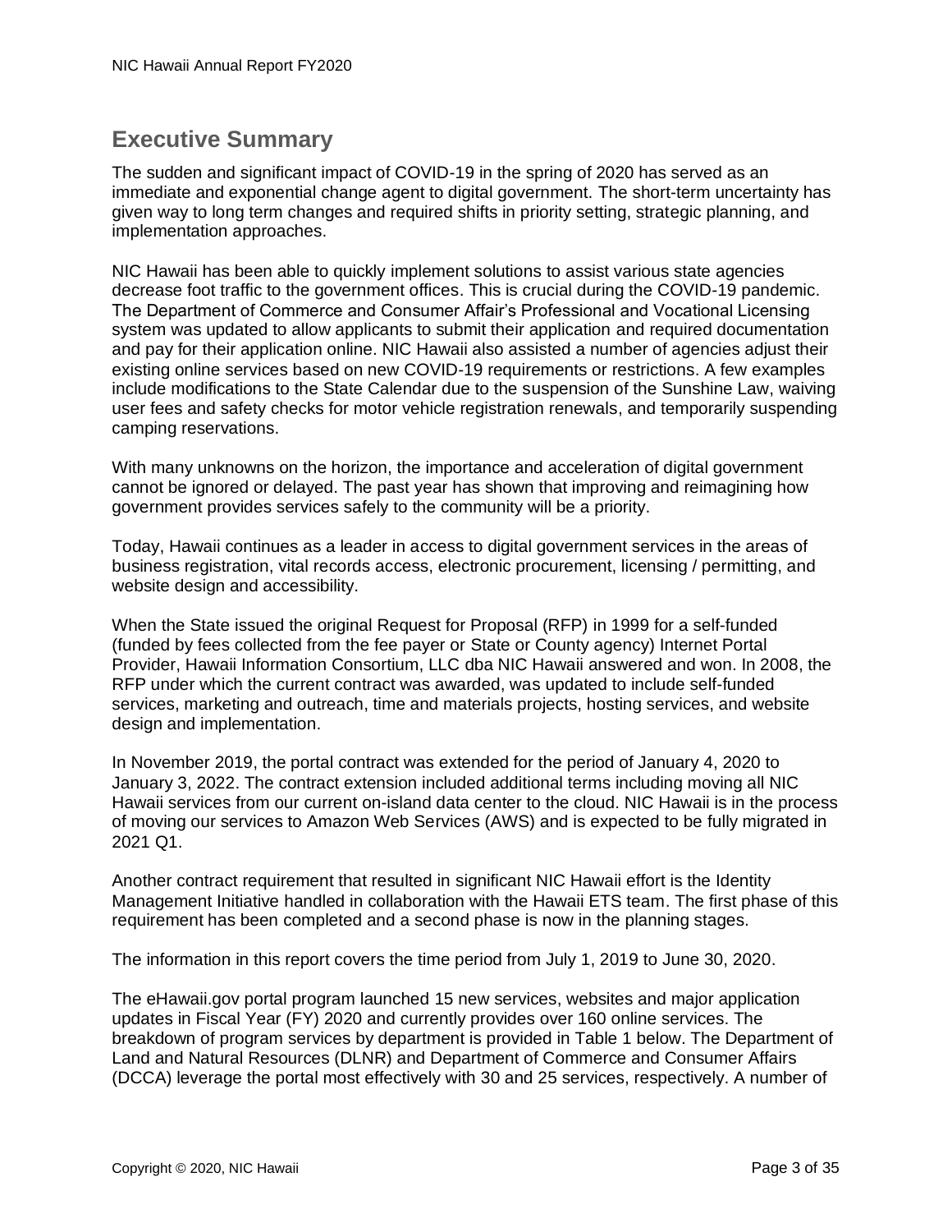## Executive Summary

The sudden and significant impact of COVID-19 in the spring of 2020 has served as an immediate and exponential change agent to digital government. The short-term uncertainty has given way to long term changes and required shifts in priority setting, strategic planning, and implementation approaches.

NIC Hawaii has been able to quickly implement solutions to assist various state agencies decrease foot traffic to the government offices. This is crucial during the COVID-19 pandemic. The Department of Commerce and Consumer Affair's Professional and Vocational Licensing system was updated to allow applicants to submit their application and required documentation and pay for their application online. NIC Hawaii also assisted a number of agencies adjust their existing online services based on new COVID-19 requirements or restrictions. A few examples include modifications to the State Calendar due to the suspension of the Sunshine Law, waiving user fees and safety checks for motor vehicle registration renewals, and temporarily suspending camping reservations.

With many unknowns on the horizon, the importance and acceleration of digital government cannot be ignored or delayed. The past year has shown that improving and reimagining how government provides services safely to the community will be a priority.

Today, Hawaii continues as a leader in access to digital government services in the areas of business registration, vital records access, electronic procurement, licensing / permitting, and website design and accessibility.

When the State issued the original Request for Proposal (RFP) in 1999 for a self-funded (funded by fees collected from the fee payer or State or County agency) Internet Portal Provider, Hawaii Information Consortium, LLC dba NIC Hawaii answered and won. In 2008, the RFP under which the current contract was awarded, was updated to include self-funded services, marketing and outreach, time and materials projects, hosting services, and website design and implementation.

In November 2019, the portal contract was extended for the period of January 4, 2020 to January 3, 2022. The contract extension included additional terms including moving all NIC Hawaii services from our current on-island data center to the cloud. NIC Hawaii is in the process of moving our services to Amazon Web Services (AWS) and is expected to be fully migrated in 2021 Q1.

Another contract requirement that resulted in significant NIC Hawaii effort is the Identity Management Initiative handled in collaboration with the Hawaii ETS team. The first phase of this requirement has been completed and a second phase is now in the planning stages.

The information in this report covers the time period from July 1, 2019 to June 30, 2020.

The eHawaii.gov portal program launched 15 new services, websites and major application updates in Fiscal Year (FY) 2020 and currently provides over 160 online services. The breakdown of program services by department is provided in Table 1 below. The Department of Land and Natural Resources (DLNR) and Department of Commerce and Consumer Affairs (DCCA) leverage the portal most effectively with 30 and 25 services, respectively. A number of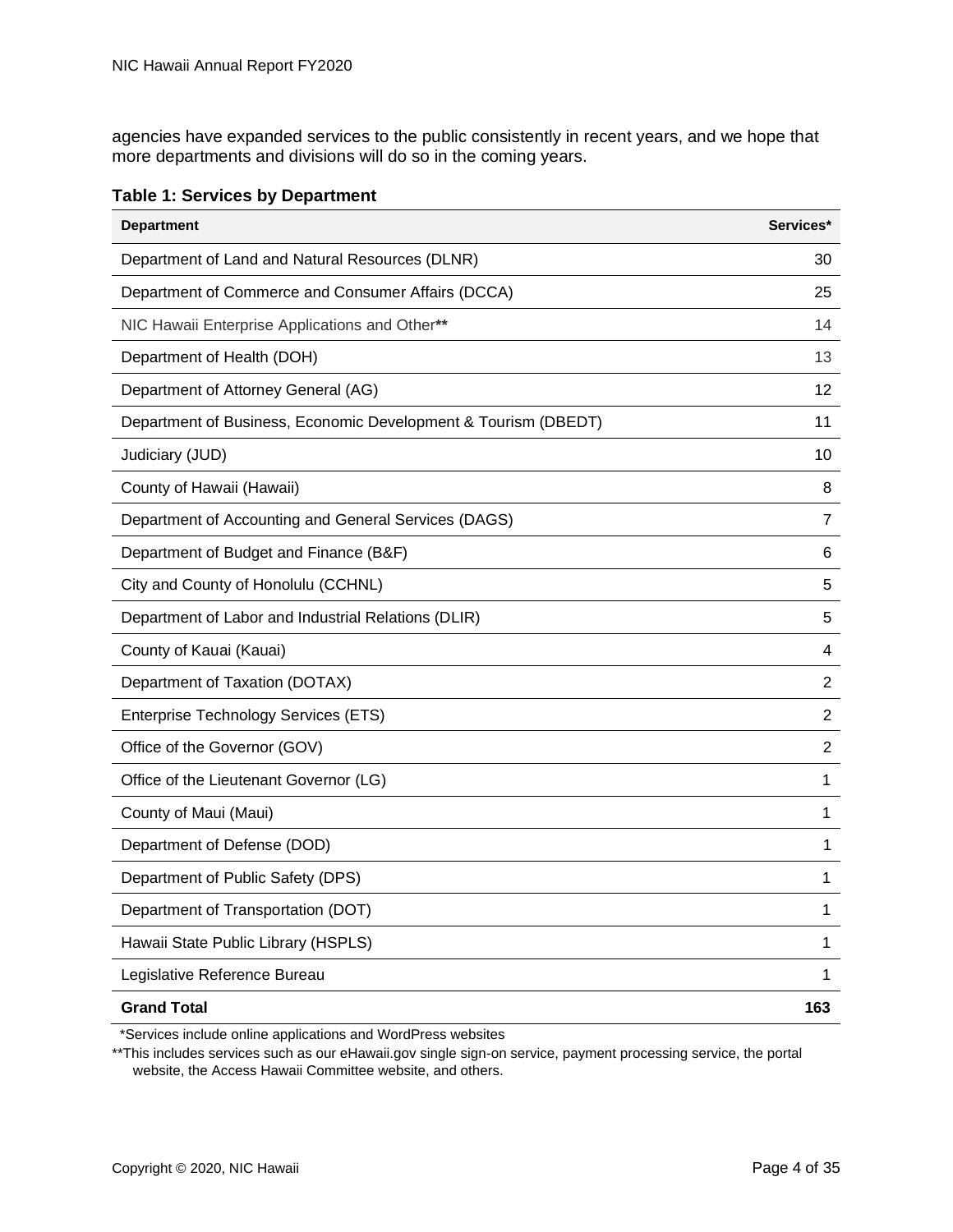agencies have expanded services to the public consistently in recent years, and we hope that more departments and divisions will do so in the coming years.

**Table 1: Services by Department**

| Department | Services* |
|---|---|
| Department of Land and Natural Resources (DLNR) | 30 |
| Department of Commerce and Consumer Affairs (DCCA) | 25 |
| NIC Hawaii Enterprise Applications and Other** | 14 |
| Department of Health (DOH) | 13 |
| Department of Attorney General (AG) | 12 |
| Department of Business, Economic Development & Tourism (DBEDT) | 11 |
| Judiciary (JUD) | 10 |
| County of Hawaii (Hawaii) | 8 |
| Department of Accounting and General Services (DAGS) | 7 |
| Department of Budget and Finance (B&F) | 6 |
| City and County of Honolulu (CCHNL) | 5 |
| Department of Labor and Industrial Relations (DLIR) | 5 |
| County of Kauai (Kauai) | 4 |
| Department of Taxation (DOTAX) | 2 |
| Enterprise Technology Services (ETS) | 2 |
| Office of the Governor (GOV) | 2 |
| Office of the Lieutenant Governor (LG) | 1 |
| County of Maui (Maui) | 1 |
| Department of Defense (DOD) | 1 |
| Department of Public Safety (DPS) | 1 |
| Department of Transportation (DOT) | 1 |
| Hawaii State Public Library (HSPLS) | 1 |
| Legislative Reference Bureau | 1 |
| **Grand Total** | **163** |

*Services include online applications and WordPress websites

**This includes services such as our eHawaii.gov single sign-on service, payment processing service, the portal website, the Access Hawaii Committee website, and others.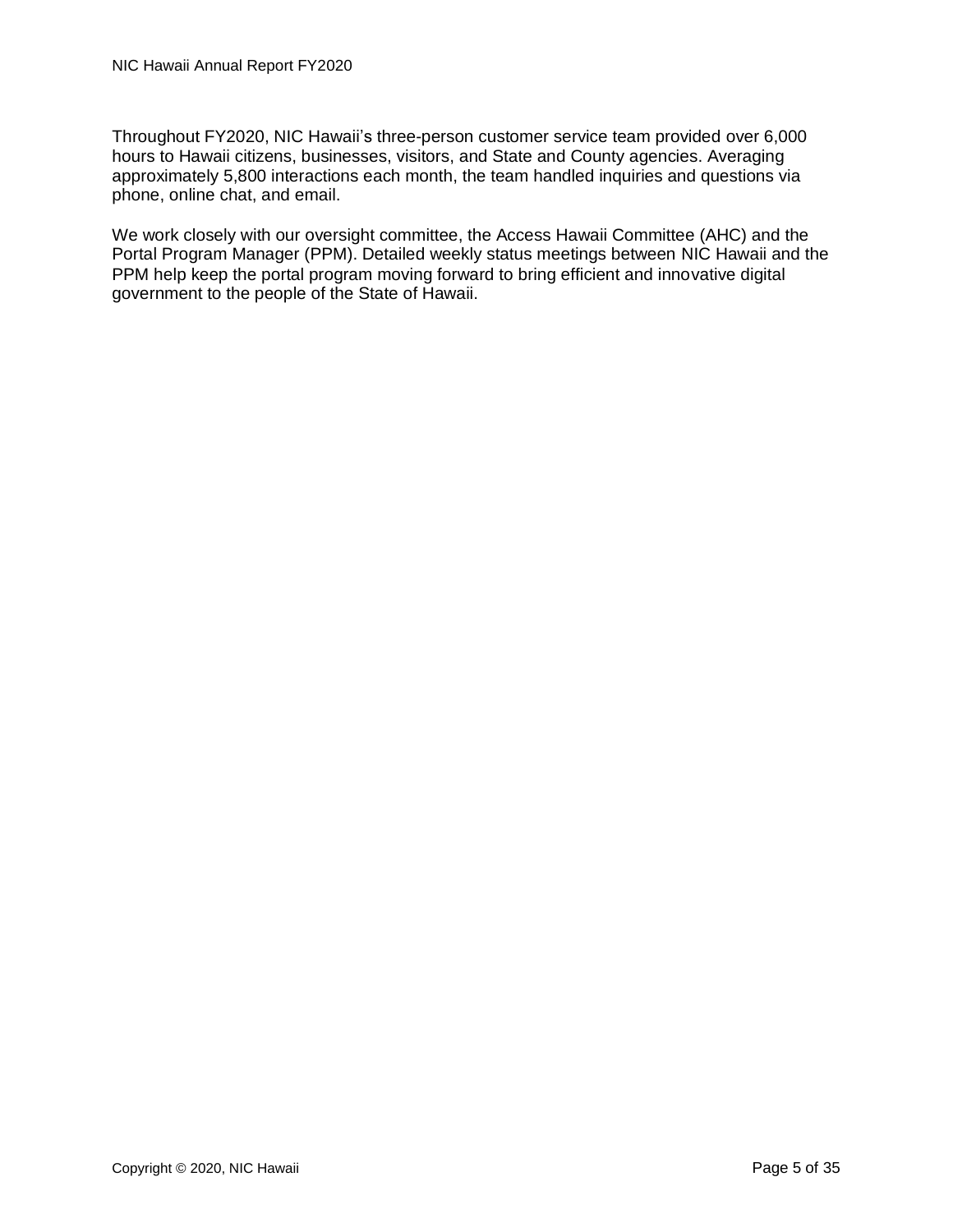Throughout FY2020, NIC Hawaii's three-person customer service team provided over 6,000 hours to Hawaii citizens, businesses, visitors, and State and County agencies. Averaging approximately 5,800 interactions each month, the team handled inquiries and questions via phone, online chat, and email.

We work closely with our oversight committee, the Access Hawaii Committee (AHC) and the Portal Program Manager (PPM). Detailed weekly status meetings between NIC Hawaii and the PPM help keep the portal program moving forward to bring efficient and innovative digital government to the people of the State of Hawaii.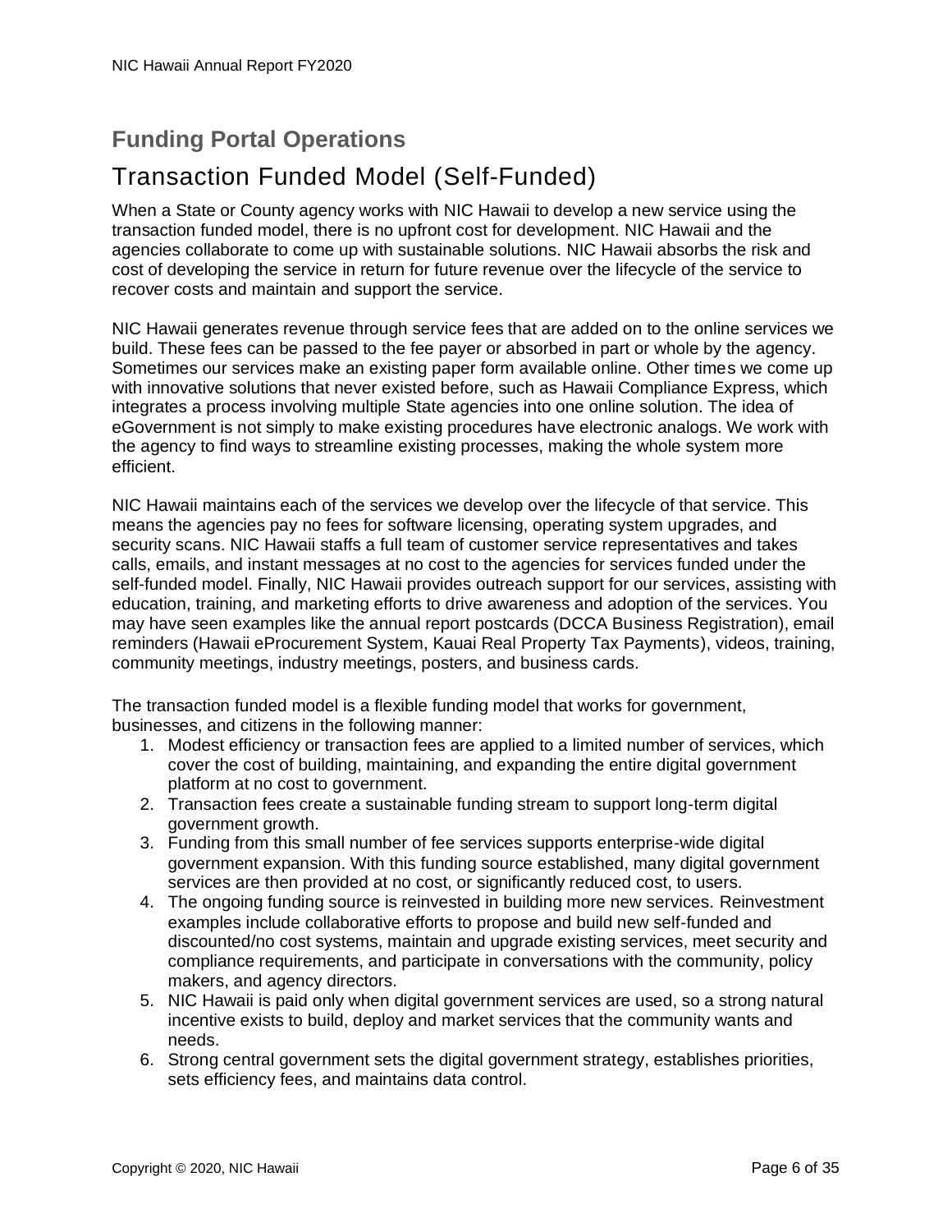## Funding Portal Operations

# Transaction Funded Model (Self-Funded)

When a State or County agency works with NIC Hawaii to develop a new service using the transaction funded model, there is no upfront cost for development. NIC Hawaii and the agencies collaborate to come up with sustainable solutions. NIC Hawaii absorbs the risk and cost of developing the service in return for future revenue over the lifecycle of the service to recover costs and maintain and support the service.

NIC Hawaii generates revenue through service fees that are added on to the online services we build. These fees can be passed to the fee payer or absorbed in part or whole by the agency. Sometimes our services make an existing paper form available online. Other times we come up with innovative solutions that never existed before, such as Hawaii Compliance Express, which integrates a process involving multiple State agencies into one online solution. The idea of eGovernment is not simply to make existing procedures have electronic analogs. We work with the agency to find ways to streamline existing processes, making the whole system more efficient.

NIC Hawaii maintains each of the services we develop over the lifecycle of that service. This means the agencies pay no fees for software licensing, operating system upgrades, and security scans. NIC Hawaii staffs a full team of customer service representatives and takes calls, emails, and instant messages at no cost to the agencies for services funded under the self-funded model. Finally, NIC Hawaii provides outreach support for our services, assisting with education, training, and marketing efforts to drive awareness and adoption of the services. You may have seen examples like the annual report postcards (DCCA Business Registration), email reminders (Hawaii eProcurement System, Kauai Real Property Tax Payments), videos, training, community meetings, industry meetings, posters, and business cards.

The transaction funded model is a flexible funding model that works for government, businesses, and citizens in the following manner:

1. Modest efficiency or transaction fees are applied to a limited number of services, which cover the cost of building, maintaining, and expanding the entire digital government platform at no cost to government.
2. Transaction fees create a sustainable funding stream to support long-term digital government growth.
3. Funding from this small number of fee services supports enterprise-wide digital government expansion. With this funding source established, many digital government services are then provided at no cost, or significantly reduced cost, to users.
4. The ongoing funding source is reinvested in building more new services. Reinvestment examples include collaborative efforts to propose and build new self-funded and discounted/no cost systems, maintain and upgrade existing services, meet security and compliance requirements, and participate in conversations with the community, policy makers, and agency directors.
5. NIC Hawaii is paid only when digital government services are used, so a strong natural incentive exists to build, deploy and market services that the community wants and needs.
6. Strong central government sets the digital government strategy, establishes priorities, sets efficiency fees, and maintains data control.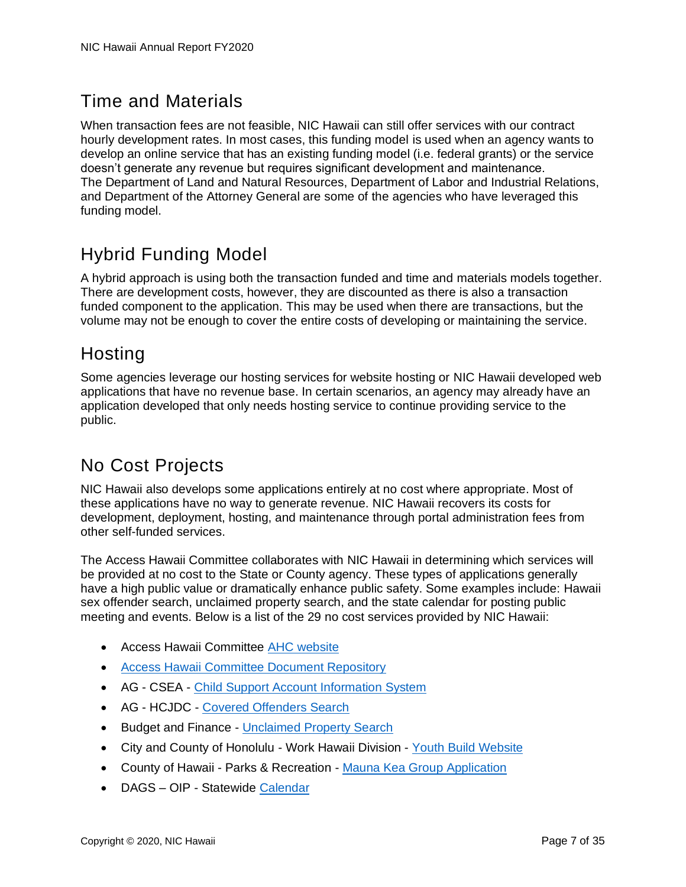## Time and Materials

When transaction fees are not feasible, NIC Hawaii can still offer services with our contract hourly development rates. In most cases, this funding model is used when an agency wants to develop an online service that has an existing funding model (i.e. federal grants) or the service doesn't generate any revenue but requires significant development and maintenance. The Department of Land and Natural Resources, Department of Labor and Industrial Relations, and Department of the Attorney General are some of the agencies who have leveraged this funding model.

## Hybrid Funding Model

A hybrid approach is using both the transaction funded and time and materials models together. There are development costs, however, they are discounted as there is also a transaction funded component to the application. This may be used when there are transactions, but the volume may not be enough to cover the entire costs of developing or maintaining the service.

## Hosting

Some agencies leverage our hosting services for website hosting or NIC Hawaii developed web applications that have no revenue base. In certain scenarios, an agency may already have an application developed that only needs hosting service to continue providing service to the public.

## No Cost Projects

NIC Hawaii also develops some applications entirely at no cost where appropriate. Most of these applications have no way to generate revenue. NIC Hawaii recovers its costs for development, deployment, hosting, and maintenance through portal administration fees from other self-funded services.

The Access Hawaii Committee collaborates with NIC Hawaii in determining which services will be provided at no cost to the State or County agency. These types of applications generally have a high public value or dramatically enhance public safety. Some examples include: Hawaii sex offender search, unclaimed property search, and the state calendar for posting public meeting and events. Below is a list of the 29 no cost services provided by NIC Hawaii:

- Access Hawaii Committee AHC website
- Access Hawaii Committee Document Repository
- AG - CSEA - Child Support Account Information System
- AG - HCJDC - Covered Offenders Search
- Budget and Finance - Unclaimed Property Search
- City and County of Honolulu - Work Hawaii Division - Youth Build Website
- County of Hawaii - Parks & Recreation - Mauna Kea Group Application
- DAGS – OIP - Statewide Calendar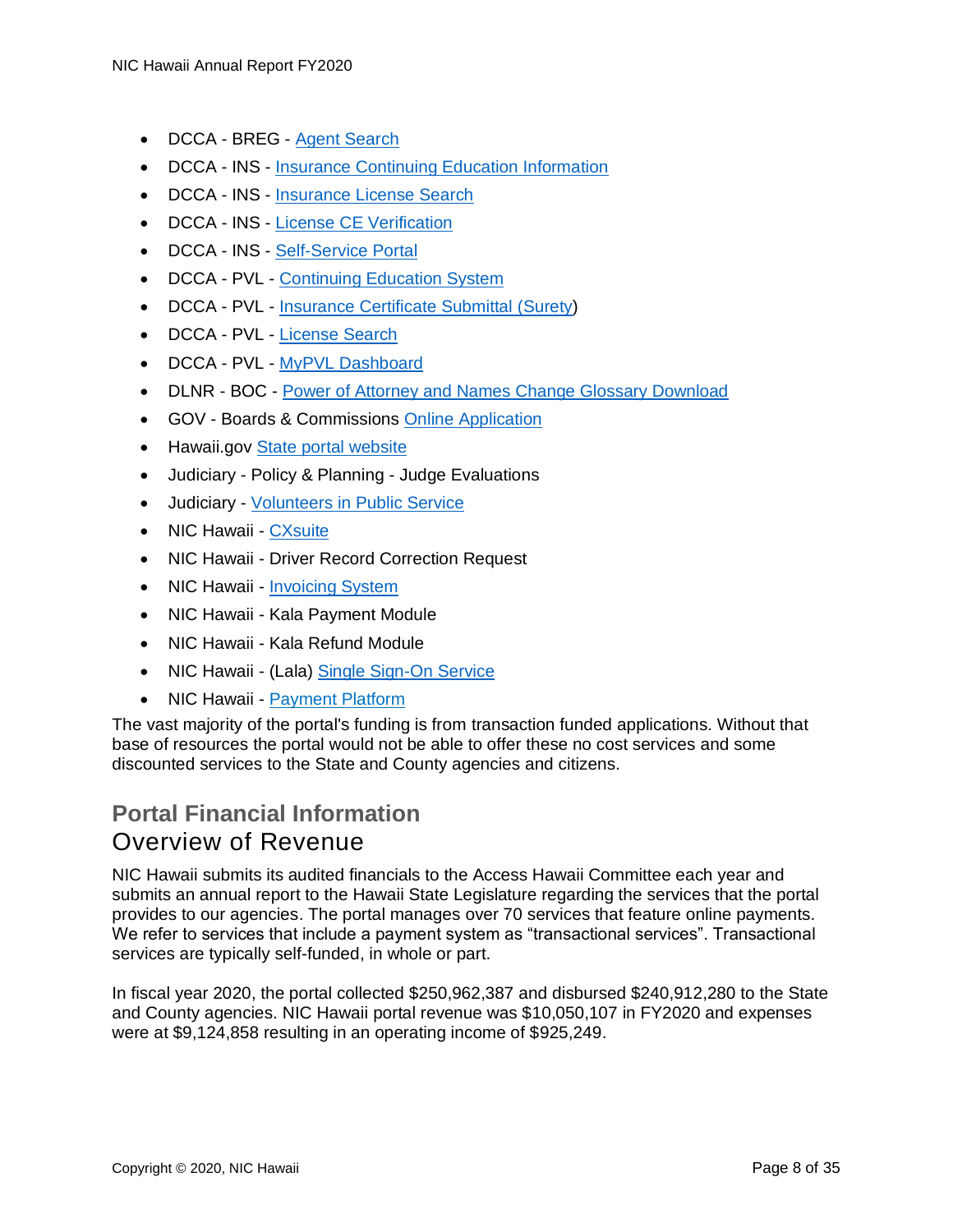- DCCA - BREG - Agent Search
- DCCA - INS - Insurance Continuing Education Information
- DCCA - INS - Insurance License Search
- DCCA - INS - License CE Verification
- DCCA - INS - Self-Service Portal
- DCCA - PVL - Continuing Education System
- DCCA - PVL - Insurance Certificate Submittal (Surety)
- DCCA - PVL - License Search
- DCCA - PVL - MyPVL Dashboard
- DLNR - BOC - Power of Attorney and Names Change Glossary Download
- GOV - Boards & Commissions Online Application
- Hawaii.gov State portal website
- Judiciary - Policy & Planning - Judge Evaluations
- Judiciary - Volunteers in Public Service
- NIC Hawaii - CXsuite
- NIC Hawaii - Driver Record Correction Request
- NIC Hawaii - Invoicing System
- NIC Hawaii - Kala Payment Module
- NIC Hawaii - Kala Refund Module
- NIC Hawaii - (Lala) Single Sign-On Service
- NIC Hawaii - Payment Platform

The vast majority of the portal's funding is from transaction funded applications. Without that base of resources the portal would not be able to offer these no cost services and some discounted services to the State and County agencies and citizens.

## Portal Financial Information

### Overview of Revenue

NIC Hawaii submits its audited financials to the Access Hawaii Committee each year and submits an annual report to the Hawaii State Legislature regarding the services that the portal provides to our agencies. The portal manages over 70 services that feature online payments. We refer to services that include a payment system as "transactional services". Transactional services are typically self-funded, in whole or part.

In fiscal year 2020, the portal collected $250,962,387 and disbursed $240,912,280 to the State and County agencies. NIC Hawaii portal revenue was $10,050,107 in FY2020 and expenses were at $9,124,858 resulting in an operating income of $925,249.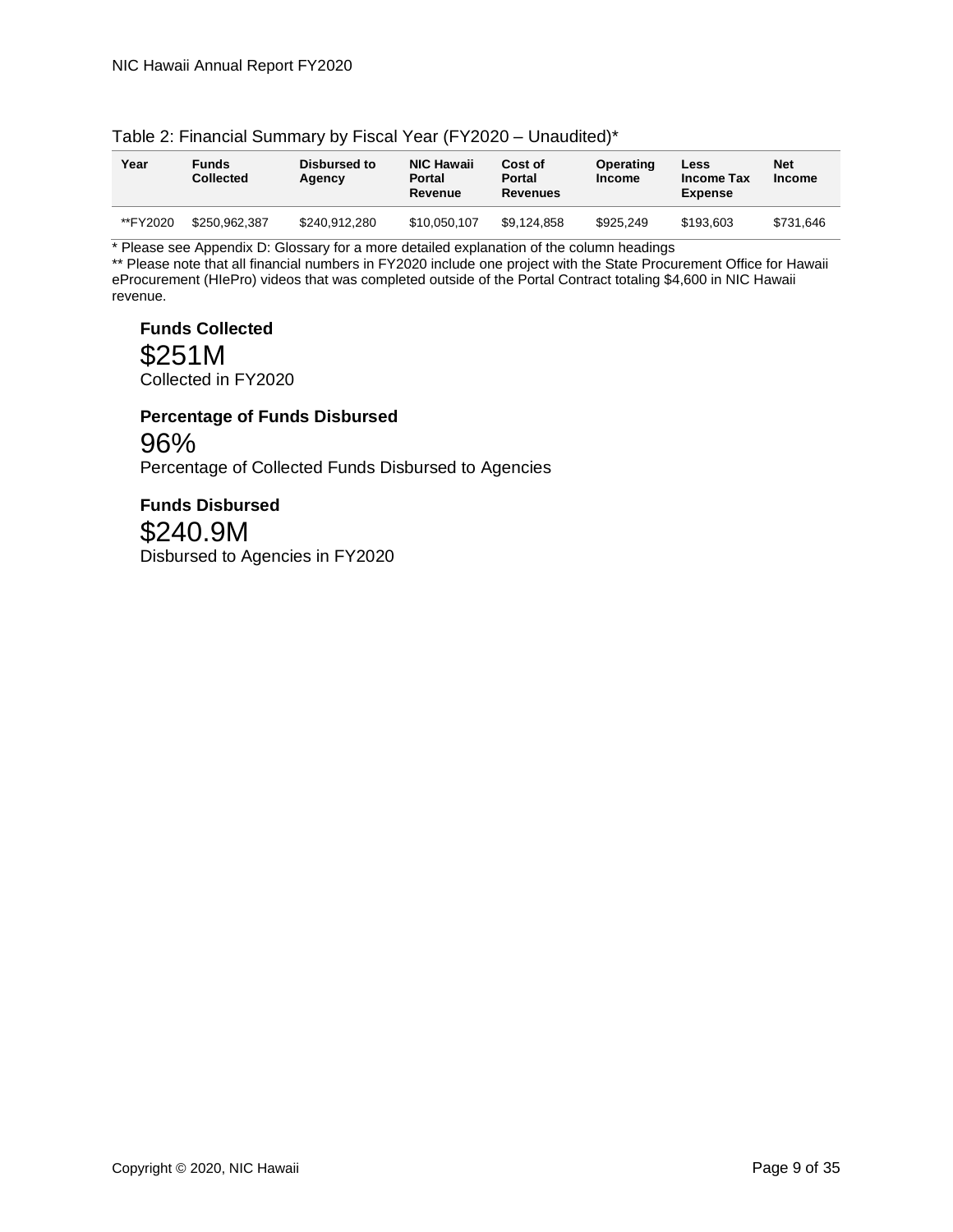Table 2: Financial Summary by Fiscal Year (FY2020 – Unaudited)*

| Year | Funds Collected | Disbursed to Agency | NIC Hawaii Portal Revenue | Cost of Portal Revenues | Operating Income | Less Income Tax Expense | Net Income |
|---|---|---|---|---|---|---|---|
| **FY2020 | $250,962,387 | $240,912,280 | $10,050,107 | $9,124,858 | $925,249 | $193,603 | $731,646 |

* Please see Appendix D: Glossary for a more detailed explanation of the column headings

** Please note that all financial numbers in FY2020 include one project with the State Procurement Office for Hawaii eProcurement (HIePro) videos that was completed outside of the Portal Contract totaling $4,600 in NIC Hawaii revenue.

**Funds Collected**

$251M

Collected in FY2020

**Percentage of Funds Disbursed**

96%

Percentage of Collected Funds Disbursed to Agencies

**Funds Disbursed**

$240.9M

Disbursed to Agencies in FY2020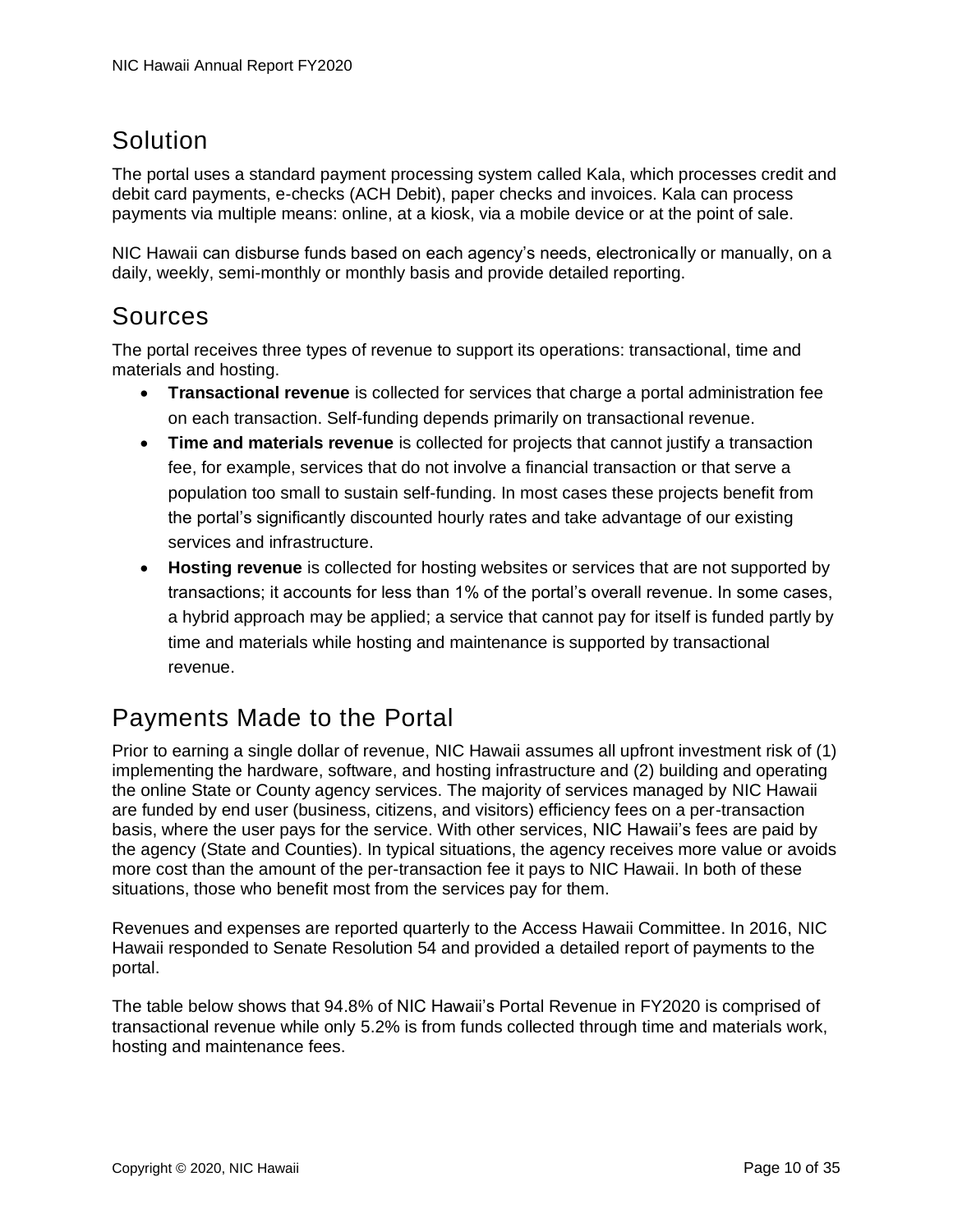## Solution

The portal uses a standard payment processing system called Kala, which processes credit and debit card payments, e-checks (ACH Debit), paper checks and invoices. Kala can process payments via multiple means: online, at a kiosk, via a mobile device or at the point of sale.

NIC Hawaii can disburse funds based on each agency's needs, electronically or manually, on a daily, weekly, semi-monthly or monthly basis and provide detailed reporting.

## Sources

The portal receives three types of revenue to support its operations: transactional, time and materials and hosting.

- **Transactional revenue** is collected for services that charge a portal administration fee on each transaction. Self-funding depends primarily on transactional revenue.
- **Time and materials revenue** is collected for projects that cannot justify a transaction fee, for example, services that do not involve a financial transaction or that serve a population too small to sustain self-funding. In most cases these projects benefit from the portal's significantly discounted hourly rates and take advantage of our existing services and infrastructure.
- **Hosting revenue** is collected for hosting websites or services that are not supported by transactions; it accounts for less than 1% of the portal's overall revenue. In some cases, a hybrid approach may be applied; a service that cannot pay for itself is funded partly by time and materials while hosting and maintenance is supported by transactional revenue.

## Payments Made to the Portal

Prior to earning a single dollar of revenue, NIC Hawaii assumes all upfront investment risk of (1) implementing the hardware, software, and hosting infrastructure and (2) building and operating the online State or County agency services. The majority of services managed by NIC Hawaii are funded by end user (business, citizens, and visitors) efficiency fees on a per-transaction basis, where the user pays for the service. With other services, NIC Hawaii's fees are paid by the agency (State and Counties). In typical situations, the agency receives more value or avoids more cost than the amount of the per-transaction fee it pays to NIC Hawaii. In both of these situations, those who benefit most from the services pay for them.

Revenues and expenses are reported quarterly to the Access Hawaii Committee. In 2016, NIC Hawaii responded to Senate Resolution 54 and provided a detailed report of payments to the portal.

The table below shows that 94.8% of NIC Hawaii's Portal Revenue in FY2020 is comprised of transactional revenue while only 5.2% is from funds collected through time and materials work, hosting and maintenance fees.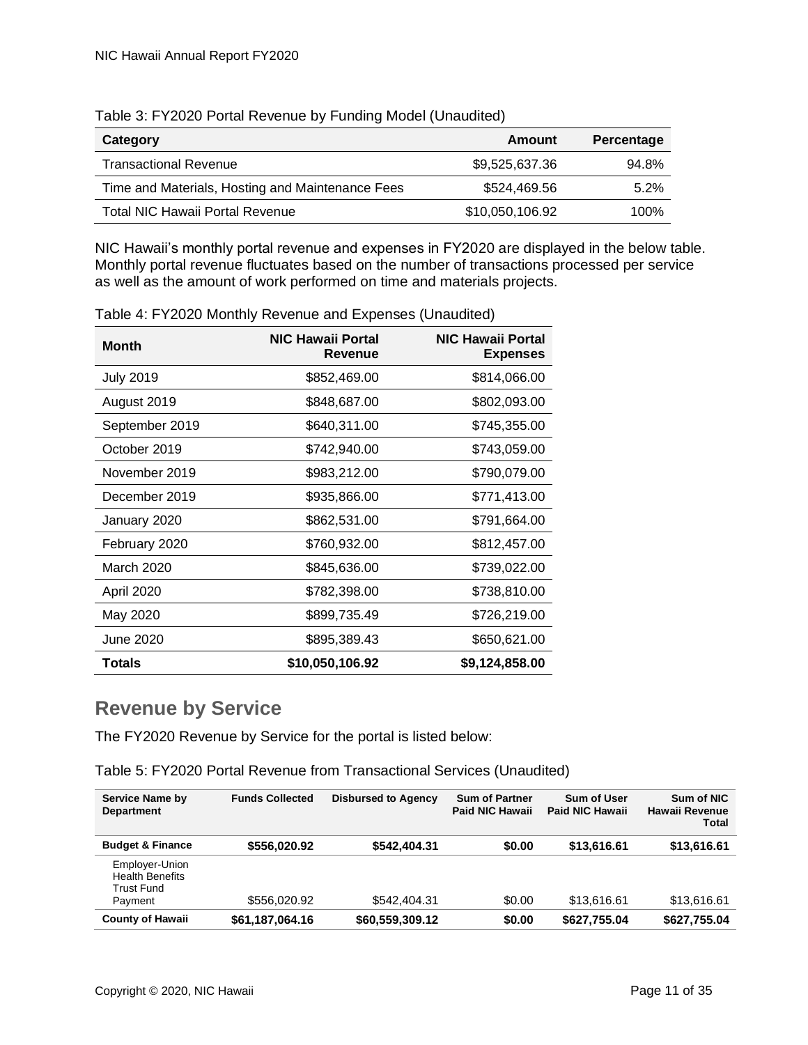Table 3: FY2020 Portal Revenue by Funding Model (Unaudited)

| Category | Amount | Percentage |
|---|---|---|
| Transactional Revenue | $9,525,637.36 | 94.8% |
| Time and Materials, Hosting and Maintenance Fees | $524,469.56 | 5.2% |
| Total NIC Hawaii Portal Revenue | $10,050,106.92 | 100% |

NIC Hawaii's monthly portal revenue and expenses in FY2020 are displayed in the below table. Monthly portal revenue fluctuates based on the number of transactions processed per service as well as the amount of work performed on time and materials projects.

Table 4: FY2020 Monthly Revenue and Expenses (Unaudited)

| Month | NIC Hawaii Portal Revenue | NIC Hawaii Portal Expenses |
|---|---|---|
| July 2019 | $852,469.00 | $814,066.00 |
| August 2019 | $848,687.00 | $802,093.00 |
| September 2019 | $640,311.00 | $745,355.00 |
| October 2019 | $742,940.00 | $743,059.00 |
| November 2019 | $983,212.00 | $790,079.00 |
| December 2019 | $935,866.00 | $771,413.00 |
| January 2020 | $862,531.00 | $791,664.00 |
| February 2020 | $760,932.00 | $812,457.00 |
| March 2020 | $845,636.00 | $739,022.00 |
| April 2020 | $782,398.00 | $738,810.00 |
| May 2020 | $899,735.49 | $726,219.00 |
| June 2020 | $895,389.43 | $650,621.00 |
| **Totals** | **$10,050,106.92** | **$9,124,858.00** |

## Revenue by Service

The FY2020 Revenue by Service for the portal is listed below:

Table 5: FY2020 Portal Revenue from Transactional Services (Unaudited)

| Service Name by Department | Funds Collected | Disbursed to Agency | Sum of Partner Paid NIC Hawaii | Sum of User Paid NIC Hawaii | Sum of NIC Hawaii Revenue Total |
|---|---|---|---|---|---|
| **Budget & Finance** | **$556,020.92** | **$542,404.31** | **$0.00** | **$13,616.61** | **$13,616.61** |
| Employer-Union Health Benefits Trust Fund Payment | $556,020.92 | $542,404.31 | $0.00 | $13,616.61 | $13,616.61 |
| **County of Hawaii** | **$61,187,064.16** | **$60,559,309.12** | **$0.00** | **$627,755.04** | **$627,755.04** |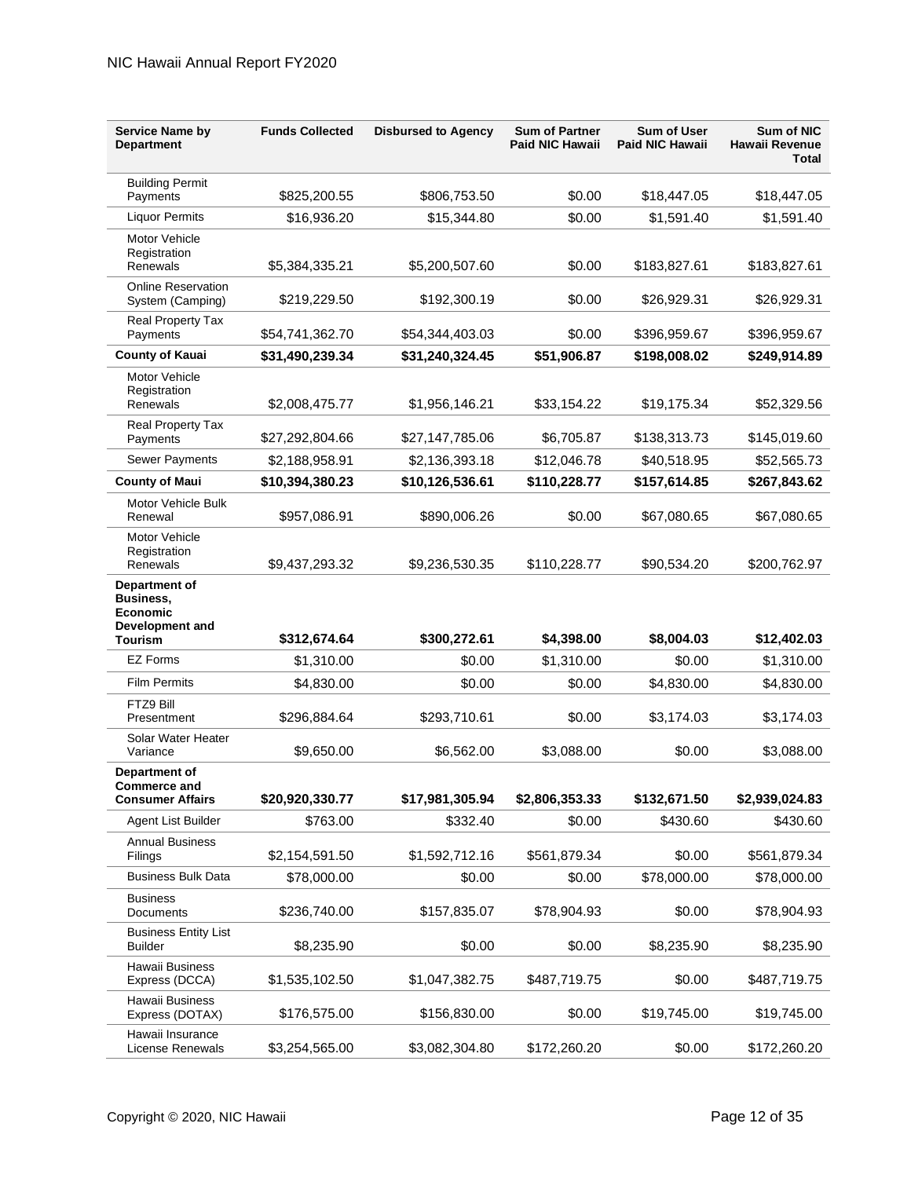| Service Name by Department | Funds Collected | Disbursed to Agency | Sum of Partner Paid NIC Hawaii | Sum of User Paid NIC Hawaii | Sum of NIC Hawaii Revenue Total |
|---|---|---|---|---|---|
| Building Permit Payments | $825,200.55 | $806,753.50 | $0.00 | $18,447.05 | $18,447.05 |
| Liquor Permits | $16,936.20 | $15,344.80 | $0.00 | $1,591.40 | $1,591.40 |
| Motor Vehicle Registration Renewals | $5,384,335.21 | $5,200,507.60 | $0.00 | $183,827.61 | $183,827.61 |
| Online Reservation System (Camping) | $219,229.50 | $192,300.19 | $0.00 | $26,929.31 | $26,929.31 |
| Real Property Tax Payments | $54,741,362.70 | $54,344,403.03 | $0.00 | $396,959.67 | $396,959.67 |
| **County of Kauai** | **$31,490,239.34** | **$31,240,324.45** | **$51,906.87** | **$198,008.02** | **$249,914.89** |
| Motor Vehicle Registration Renewals | $2,008,475.77 | $1,956,146.21 | $33,154.22 | $19,175.34 | $52,329.56 |
| Real Property Tax Payments | $27,292,804.66 | $27,147,785.06 | $6,705.87 | $138,313.73 | $145,019.60 |
| Sewer Payments | $2,188,958.91 | $2,136,393.18 | $12,046.78 | $40,518.95 | $52,565.73 |
| **County of Maui** | **$10,394,380.23** | **$10,126,536.61** | **$110,228.77** | **$157,614.85** | **$267,843.62** |
| Motor Vehicle Bulk Renewal | $957,086.91 | $890,006.26 | $0.00 | $67,080.65 | $67,080.65 |
| Motor Vehicle Registration Renewals | $9,437,293.32 | $9,236,530.35 | $110,228.77 | $90,534.20 | $200,762.97 |
| **Department of Business, Economic Development and Tourism** | **$312,674.64** | **$300,272.61** | **$4,398.00** | **$8,004.03** | **$12,402.03** |
| EZ Forms | $1,310.00 | $0.00 | $1,310.00 | $0.00 | $1,310.00 |
| Film Permits | $4,830.00 | $0.00 | $0.00 | $4,830.00 | $4,830.00 |
| FTZ9 Bill Presentment | $296,884.64 | $293,710.61 | $0.00 | $3,174.03 | $3,174.03 |
| Solar Water Heater Variance | $9,650.00 | $6,562.00 | $3,088.00 | $0.00 | $3,088.00 |
| **Department of Commerce and Consumer Affairs** | **$20,920,330.77** | **$17,981,305.94** | **$2,806,353.33** | **$132,671.50** | **$2,939,024.83** |
| Agent List Builder | $763.00 | $332.40 | $0.00 | $430.60 | $430.60 |
| Annual Business Filings | $2,154,591.50 | $1,592,712.16 | $561,879.34 | $0.00 | $561,879.34 |
| Business Bulk Data | $78,000.00 | $0.00 | $0.00 | $78,000.00 | $78,000.00 |
| Business Documents | $236,740.00 | $157,835.07 | $78,904.93 | $0.00 | $78,904.93 |
| Business Entity List Builder | $8,235.90 | $0.00 | $0.00 | $8,235.90 | $8,235.90 |
| Hawaii Business Express (DCCA) | $1,535,102.50 | $1,047,382.75 | $487,719.75 | $0.00 | $487,719.75 |
| Hawaii Business Express (DOTAX) | $176,575.00 | $156,830.00 | $0.00 | $19,745.00 | $19,745.00 |
| Hawaii Insurance License Renewals | $3,254,565.00 | $3,082,304.80 | $172,260.20 | $0.00 | $172,260.20 |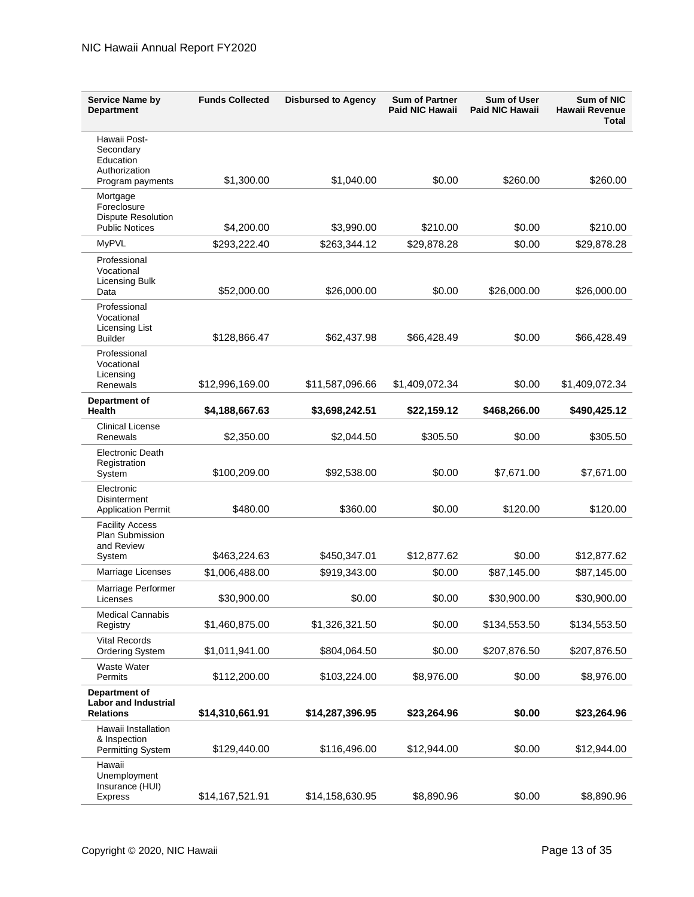| Service Name by Department | Funds Collected | Disbursed to Agency | Sum of Partner Paid NIC Hawaii | Sum of User Paid NIC Hawaii | Sum of NIC Hawaii Revenue Total |
|---|---|---|---|---|---|
| Hawaii Post-Secondary Education Authorization Program payments | $1,300.00 | $1,040.00 | $0.00 | $260.00 | $260.00 |
| Mortgage Foreclosure Dispute Resolution Public Notices | $4,200.00 | $3,990.00 | $210.00 | $0.00 | $210.00 |
| MyPVL | $293,222.40 | $263,344.12 | $29,878.28 | $0.00 | $29,878.28 |
| Professional Vocational Licensing Bulk Data | $52,000.00 | $26,000.00 | $0.00 | $26,000.00 | $26,000.00 |
| Professional Vocational Licensing List Builder | $128,866.47 | $62,437.98 | $66,428.49 | $0.00 | $66,428.49 |
| Professional Vocational Licensing Renewals | $12,996,169.00 | $11,587,096.66 | $1,409,072.34 | $0.00 | $1,409,072.34 |
| **Department of Health** | **$4,188,667.63** | **$3,698,242.51** | **$22,159.12** | **$468,266.00** | **$490,425.12** |
| Clinical License Renewals | $2,350.00 | $2,044.50 | $305.50 | $0.00 | $305.50 |
| Electronic Death Registration System | $100,209.00 | $92,538.00 | $0.00 | $7,671.00 | $7,671.00 |
| Electronic Disinterment Application Permit | $480.00 | $360.00 | $0.00 | $120.00 | $120.00 |
| Facility Access Plan Submission and Review System | $463,224.63 | $450,347.01 | $12,877.62 | $0.00 | $12,877.62 |
| Marriage Licenses | $1,006,488.00 | $919,343.00 | $0.00 | $87,145.00 | $87,145.00 |
| Marriage Performer Licenses | $30,900.00 | $0.00 | $0.00 | $30,900.00 | $30,900.00 |
| Medical Cannabis Registry | $1,460,875.00 | $1,326,321.50 | $0.00 | $134,553.50 | $134,553.50 |
| Vital Records Ordering System | $1,011,941.00 | $804,064.50 | $0.00 | $207,876.50 | $207,876.50 |
| Waste Water Permits | $112,200.00 | $103,224.00 | $8,976.00 | $0.00 | $8,976.00 |
| **Department of Labor and Industrial Relations** | **$14,310,661.91** | **$14,287,396.95** | **$23,264.96** | **$0.00** | **$23,264.96** |
| Hawaii Installation & Inspection Permitting System | $129,440.00 | $116,496.00 | $12,944.00 | $0.00 | $12,944.00 |
| Hawaii Unemployment Insurance (HUI) Express | $14,167,521.91 | $14,158,630.95 | $8,890.96 | $0.00 | $8,890.96 |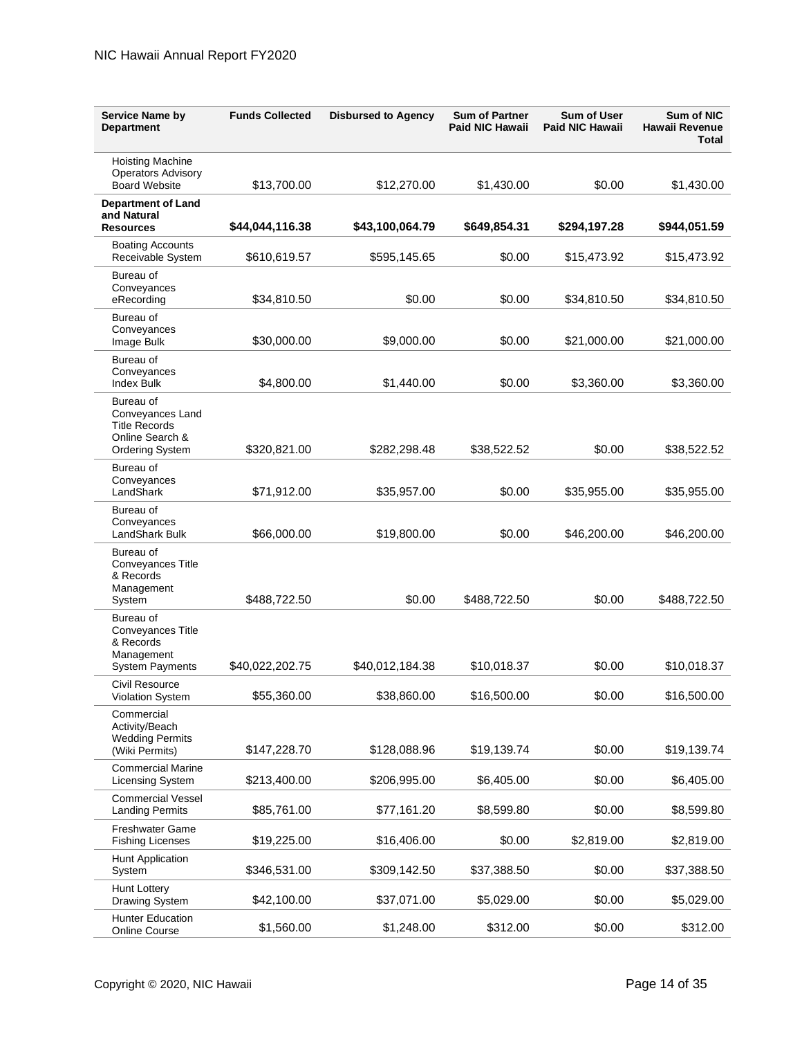| Service Name by Department | Funds Collected | Disbursed to Agency | Sum of Partner Paid NIC Hawaii | Sum of User Paid NIC Hawaii | Sum of NIC Hawaii Revenue Total |
|---|---|---|---|---|---|
| Hoisting Machine Operators Advisory Board Website | $13,700.00 | $12,270.00 | $1,430.00 | $0.00 | $1,430.00 |
| **Department of Land and Natural Resources** | **$44,044,116.38** | **$43,100,064.79** | **$649,854.31** | **$294,197.28** | **$944,051.59** |
| Boating Accounts Receivable System | $610,619.57 | $595,145.65 | $0.00 | $15,473.92 | $15,473.92 |
| Bureau of Conveyances eRecording | $34,810.50 | $0.00 | $0.00 | $34,810.50 | $34,810.50 |
| Bureau of Conveyances Image Bulk | $30,000.00 | $9,000.00 | $0.00 | $21,000.00 | $21,000.00 |
| Bureau of Conveyances Index Bulk | $4,800.00 | $1,440.00 | $0.00 | $3,360.00 | $3,360.00 |
| Bureau of Conveyances Land Title Records Online Search & Ordering System | $320,821.00 | $282,298.48 | $38,522.52 | $0.00 | $38,522.52 |
| Bureau of Conveyances LandShark | $71,912.00 | $35,957.00 | $0.00 | $35,955.00 | $35,955.00 |
| Bureau of Conveyances LandShark Bulk | $66,000.00 | $19,800.00 | $0.00 | $46,200.00 | $46,200.00 |
| Bureau of Conveyances Title & Records Management System | $488,722.50 | $0.00 | $488,722.50 | $0.00 | $488,722.50 |
| Bureau of Conveyances Title & Records Management System Payments | $40,022,202.75 | $40,012,184.38 | $10,018.37 | $0.00 | $10,018.37 |
| Civil Resource Violation System | $55,360.00 | $38,860.00 | $16,500.00 | $0.00 | $16,500.00 |
| Commercial Activity/Beach Wedding Permits (Wiki Permits) | $147,228.70 | $128,088.96 | $19,139.74 | $0.00 | $19,139.74 |
| Commercial Marine Licensing System | $213,400.00 | $206,995.00 | $6,405.00 | $0.00 | $6,405.00 |
| Commercial Vessel Landing Permits | $85,761.00 | $77,161.20 | $8,599.80 | $0.00 | $8,599.80 |
| Freshwater Game Fishing Licenses | $19,225.00 | $16,406.00 | $0.00 | $2,819.00 | $2,819.00 |
| Hunt Application System | $346,531.00 | $309,142.50 | $37,388.50 | $0.00 | $37,388.50 |
| Hunt Lottery Drawing System | $42,100.00 | $37,071.00 | $5,029.00 | $0.00 | $5,029.00 |
| Hunter Education Online Course | $1,560.00 | $1,248.00 | $312.00 | $0.00 | $312.00 |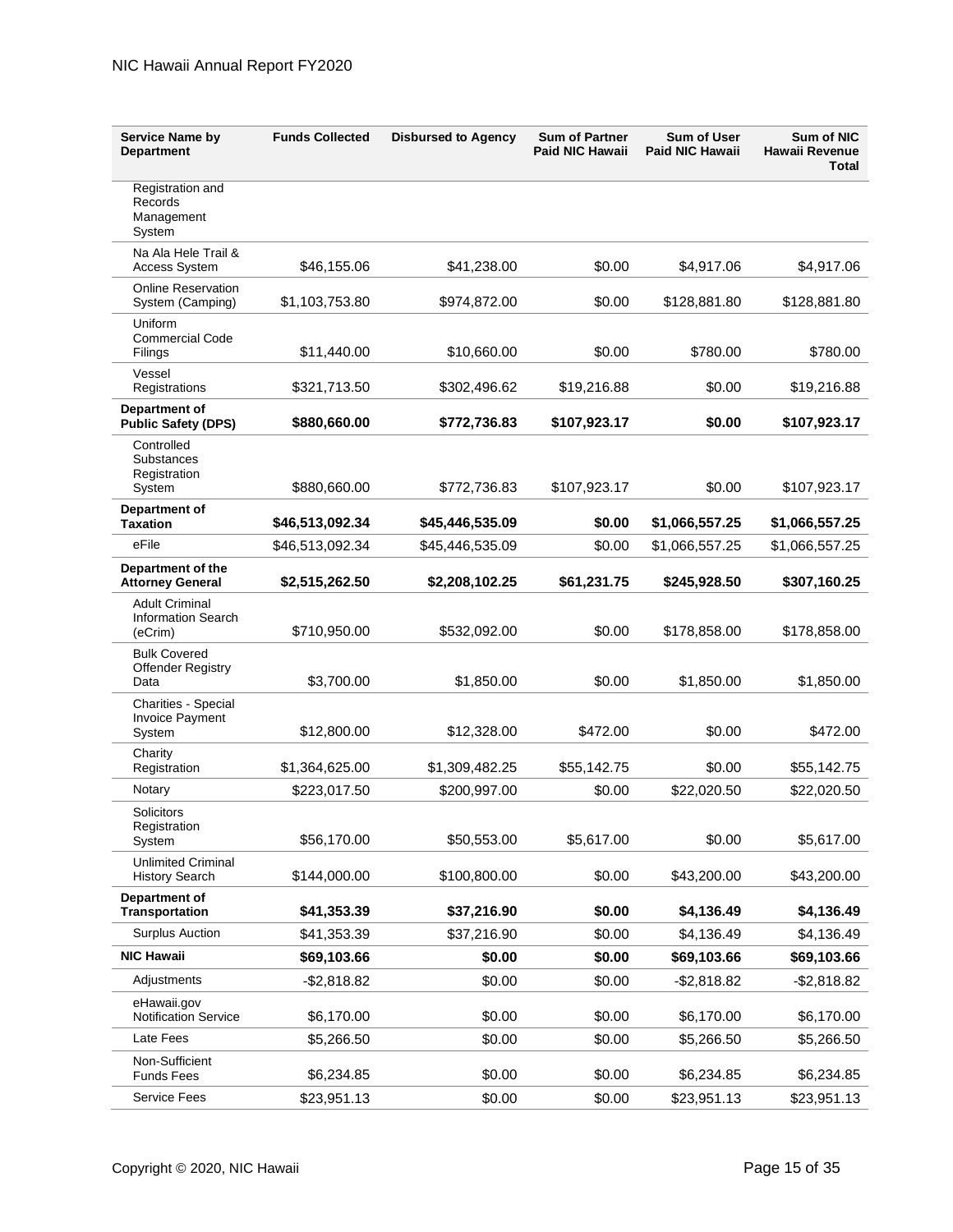| Service Name by Department | Funds Collected | Disbursed to Agency | Sum of Partner Paid NIC Hawaii | Sum of User Paid NIC Hawaii | Sum of NIC Hawaii Revenue Total |
|---|---|---|---|---|---|
| Registration and Records Management System | | | | | |
| Na Ala Hele Trail & Access System | $46,155.06 | $41,238.00 | $0.00 | $4,917.06 | $4,917.06 |
| Online Reservation System (Camping) | $1,103,753.80 | $974,872.00 | $0.00 | $128,881.80 | $128,881.80 |
| Uniform Commercial Code Filings | $11,440.00 | $10,660.00 | $0.00 | $780.00 | $780.00 |
| Vessel Registrations | $321,713.50 | $302,496.62 | $19,216.88 | $0.00 | $19,216.88 |
| **Department of Public Safety (DPS)** | **$880,660.00** | **$772,736.83** | **$107,923.17** | **$0.00** | **$107,923.17** |
| Controlled Substances Registration System | $880,660.00 | $772,736.83 | $107,923.17 | $0.00 | $107,923.17 |
| **Department of Taxation** | **$46,513,092.34** | **$45,446,535.09** | **$0.00** | **$1,066,557.25** | **$1,066,557.25** |
| eFile | $46,513,092.34 | $45,446,535.09 | $0.00 | $1,066,557.25 | $1,066,557.25 |
| **Department of the Attorney General** | **$2,515,262.50** | **$2,208,102.25** | **$61,231.75** | **$245,928.50** | **$307,160.25** |
| Adult Criminal Information Search (eCrim) | $710,950.00 | $532,092.00 | $0.00 | $178,858.00 | $178,858.00 |
| Bulk Covered Offender Registry Data | $3,700.00 | $1,850.00 | $0.00 | $1,850.00 | $1,850.00 |
| Charities - Special Invoice Payment System | $12,800.00 | $12,328.00 | $472.00 | $0.00 | $472.00 |
| Charity Registration | $1,364,625.00 | $1,309,482.25 | $55,142.75 | $0.00 | $55,142.75 |
| Notary | $223,017.50 | $200,997.00 | $0.00 | $22,020.50 | $22,020.50 |
| Solicitors Registration System | $56,170.00 | $50,553.00 | $5,617.00 | $0.00 | $5,617.00 |
| Unlimited Criminal History Search | $144,000.00 | $100,800.00 | $0.00 | $43,200.00 | $43,200.00 |
| **Department of Transportation** | **$41,353.39** | **$37,216.90** | **$0.00** | **$4,136.49** | **$4,136.49** |
| Surplus Auction | $41,353.39 | $37,216.90 | $0.00 | $4,136.49 | $4,136.49 |
| **NIC Hawaii** | **$69,103.66** | **$0.00** | **$0.00** | **$69,103.66** | **$69,103.66** |
| Adjustments | -$2,818.82 | $0.00 | $0.00 | -$2,818.82 | -$2,818.82 |
| eHawaii.gov Notification Service | $6,170.00 | $0.00 | $0.00 | $6,170.00 | $6,170.00 |
| Late Fees | $5,266.50 | $0.00 | $0.00 | $5,266.50 | $5,266.50 |
| Non-Sufficient Funds Fees | $6,234.85 | $0.00 | $0.00 | $6,234.85 | $6,234.85 |
| Service Fees | $23,951.13 | $0.00 | $0.00 | $23,951.13 | $23,951.13 |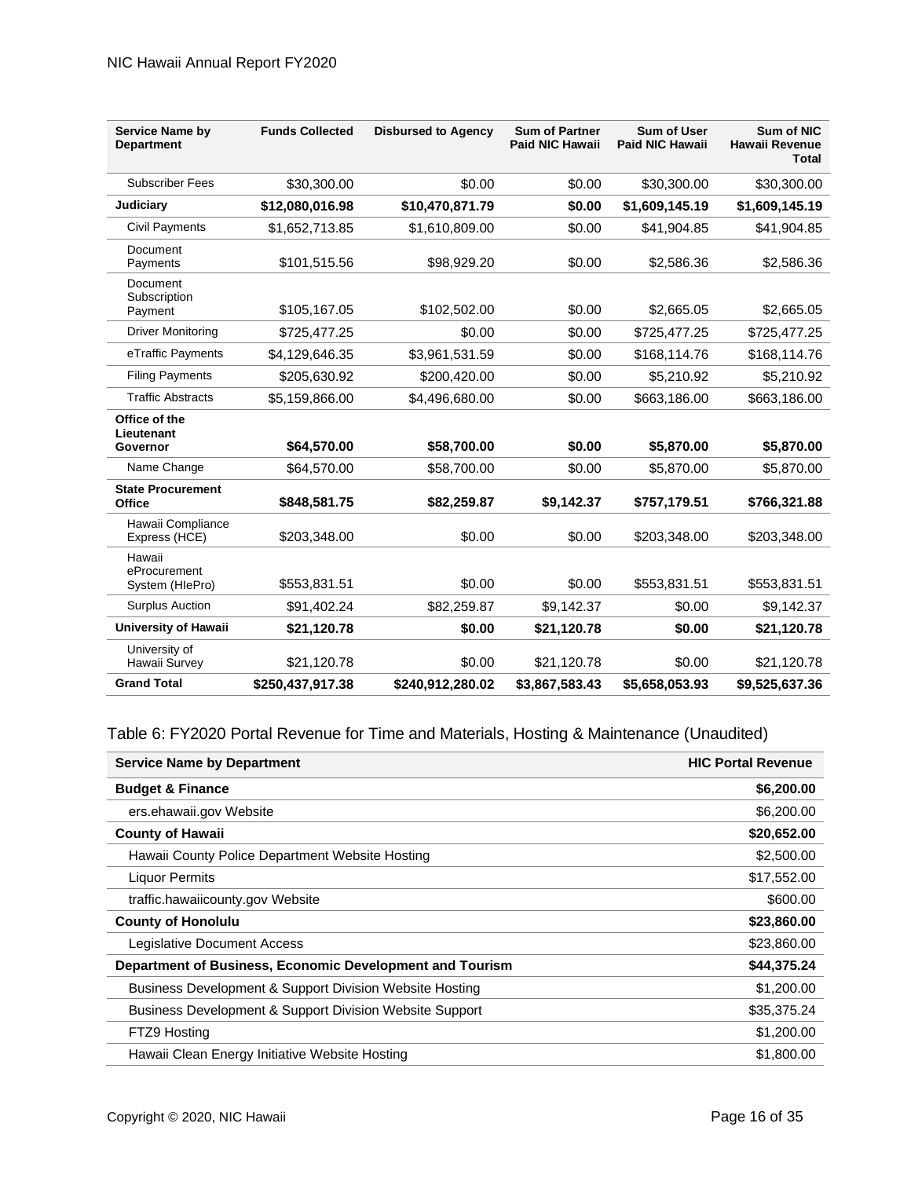| Service Name by Department | Funds Collected | Disbursed to Agency | Sum of Partner Paid NIC Hawaii | Sum of User Paid NIC Hawaii | Sum of NIC Hawaii Revenue Total |
|---|---|---|---|---|---|
| Subscriber Fees | $30,300.00 | $0.00 | $0.00 | $30,300.00 | $30,300.00 |
| **Judiciary** | **$12,080,016.98** | **$10,470,871.79** | **$0.00** | **$1,609,145.19** | **$1,609,145.19** |
| Civil Payments | $1,652,713.85 | $1,610,809.00 | $0.00 | $41,904.85 | $41,904.85 |
| Document Payments | $101,515.56 | $98,929.20 | $0.00 | $2,586.36 | $2,586.36 |
| Document Subscription Payment | $105,167.05 | $102,502.00 | $0.00 | $2,665.05 | $2,665.05 |
| Driver Monitoring | $725,477.25 | $0.00 | $0.00 | $725,477.25 | $725,477.25 |
| eTraffic Payments | $4,129,646.35 | $3,961,531.59 | $0.00 | $168,114.76 | $168,114.76 |
| Filing Payments | $205,630.92 | $200,420.00 | $0.00 | $5,210.92 | $5,210.92 |
| Traffic Abstracts | $5,159,866.00 | $4,496,680.00 | $0.00 | $663,186.00 | $663,186.00 |
| **Office of the Lieutenant Governor** | **$64,570.00** | **$58,700.00** | **$0.00** | **$5,870.00** | **$5,870.00** |
| Name Change | $64,570.00 | $58,700.00 | $0.00 | $5,870.00 | $5,870.00 |
| **State Procurement Office** | **$848,581.75** | **$82,259.87** | **$9,142.37** | **$757,179.51** | **$766,321.88** |
| Hawaii Compliance Express (HCE) | $203,348.00 | $0.00 | $0.00 | $203,348.00 | $203,348.00 |
| Hawaii eProcurement System (HIePro) | $553,831.51 | $0.00 | $0.00 | $553,831.51 | $553,831.51 |
| Surplus Auction | $91,402.24 | $82,259.87 | $9,142.37 | $0.00 | $9,142.37 |
| **University of Hawaii** | **$21,120.78** | **$0.00** | **$21,120.78** | **$0.00** | **$21,120.78** |
| University of Hawaii Survey | $21,120.78 | $0.00 | $21,120.78 | $0.00 | $21,120.78 |
| **Grand Total** | **$250,437,917.38** | **$240,912,280.02** | **$3,867,583.43** | **$5,658,053.93** | **$9,525,637.36** |

## Table 6: FY2020 Portal Revenue for Time and Materials, Hosting & Maintenance (Unaudited)

| Service Name by Department | HIC Portal Revenue |
|---|---|
| **Budget & Finance** | **$6,200.00** |
| ers.ehawaii.gov Website | $6,200.00 |
| **County of Hawaii** | **$20,652.00** |
| Hawaii County Police Department Website Hosting | $2,500.00 |
| Liquor Permits | $17,552.00 |
| traffic.hawaiicounty.gov Website | $600.00 |
| **County of Honolulu** | **$23,860.00** |
| Legislative Document Access | $23,860.00 |
| **Department of Business, Economic Development and Tourism** | **$44,375.24** |
| Business Development & Support Division Website Hosting | $1,200.00 |
| Business Development & Support Division Website Support | $35,375.24 |
| FTZ9 Hosting | $1,200.00 |
| Hawaii Clean Energy Initiative Website Hosting | $1,800.00 |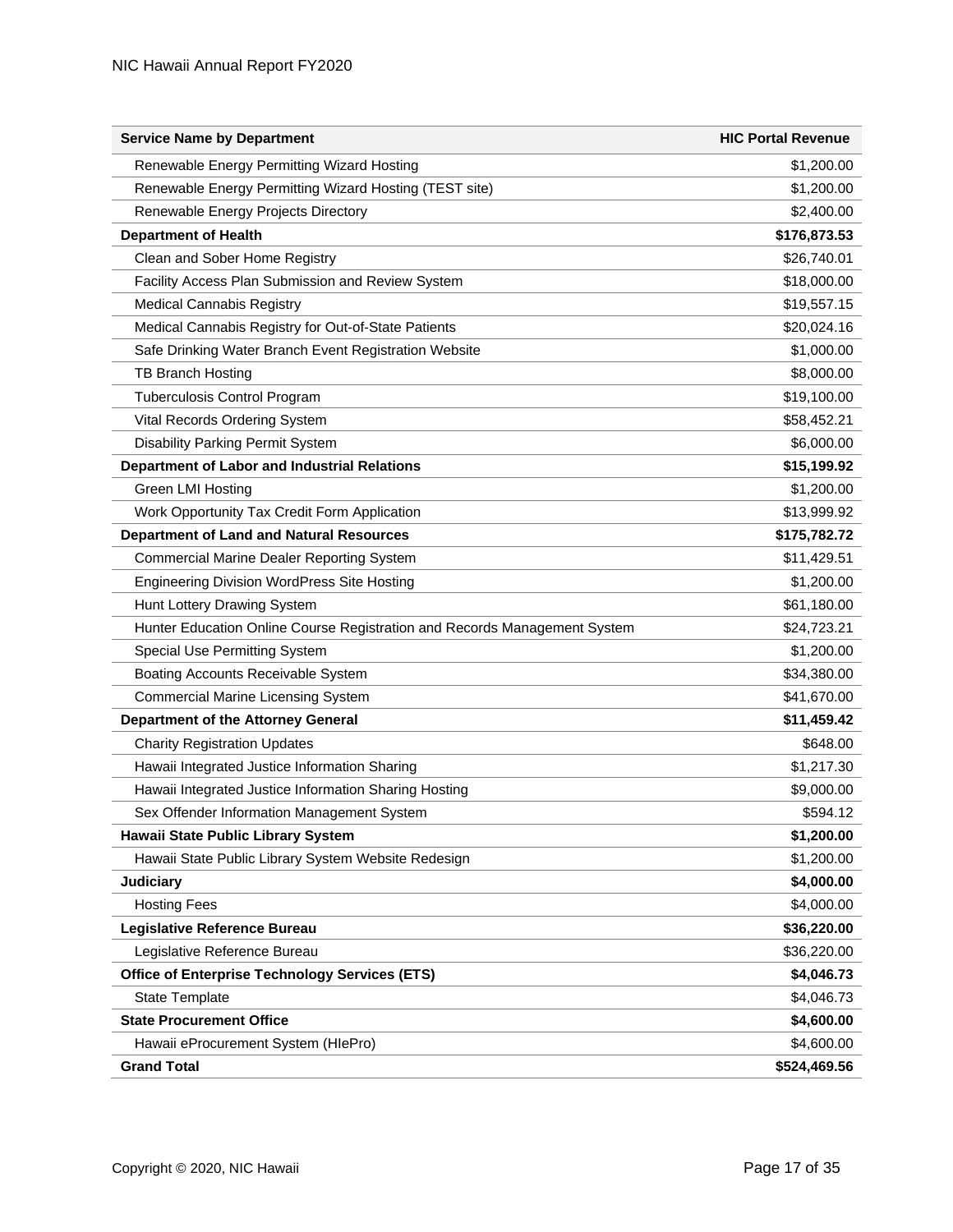| Service Name by Department | HIC Portal Revenue |
|---|---|
| Renewable Energy Permitting Wizard Hosting | $1,200.00 |
| Renewable Energy Permitting Wizard Hosting (TEST site) | $1,200.00 |
| Renewable Energy Projects Directory | $2,400.00 |
| **Department of Health** | **$176,873.53** |
| Clean and Sober Home Registry | $26,740.01 |
| Facility Access Plan Submission and Review System | $18,000.00 |
| Medical Cannabis Registry | $19,557.15 |
| Medical Cannabis Registry for Out-of-State Patients | $20,024.16 |
| Safe Drinking Water Branch Event Registration Website | $1,000.00 |
| TB Branch Hosting | $8,000.00 |
| Tuberculosis Control Program | $19,100.00 |
| Vital Records Ordering System | $58,452.21 |
| Disability Parking Permit System | $6,000.00 |
| **Department of Labor and Industrial Relations** | **$15,199.92** |
| Green LMI Hosting | $1,200.00 |
| Work Opportunity Tax Credit Form Application | $13,999.92 |
| **Department of Land and Natural Resources** | **$175,782.72** |
| Commercial Marine Dealer Reporting System | $11,429.51 |
| Engineering Division WordPress Site Hosting | $1,200.00 |
| Hunt Lottery Drawing System | $61,180.00 |
| Hunter Education Online Course Registration and Records Management System | $24,723.21 |
| Special Use Permitting System | $1,200.00 |
| Boating Accounts Receivable System | $34,380.00 |
| Commercial Marine Licensing System | $41,670.00 |
| **Department of the Attorney General** | **$11,459.42** |
| Charity Registration Updates | $648.00 |
| Hawaii Integrated Justice Information Sharing | $1,217.30 |
| Hawaii Integrated Justice Information Sharing Hosting | $9,000.00 |
| Sex Offender Information Management System | $594.12 |
| **Hawaii State Public Library System** | **$1,200.00** |
| Hawaii State Public Library System Website Redesign | $1,200.00 |
| **Judiciary** | **$4,000.00** |
| Hosting Fees | $4,000.00 |
| **Legislative Reference Bureau** | **$36,220.00** |
| Legislative Reference Bureau | $36,220.00 |
| **Office of Enterprise Technology Services (ETS)** | **$4,046.73** |
| State Template | $4,046.73 |
| **State Procurement Office** | **$4,600.00** |
| Hawaii eProcurement System (HIePro) | $4,600.00 |
| **Grand Total** | **$524,469.56** |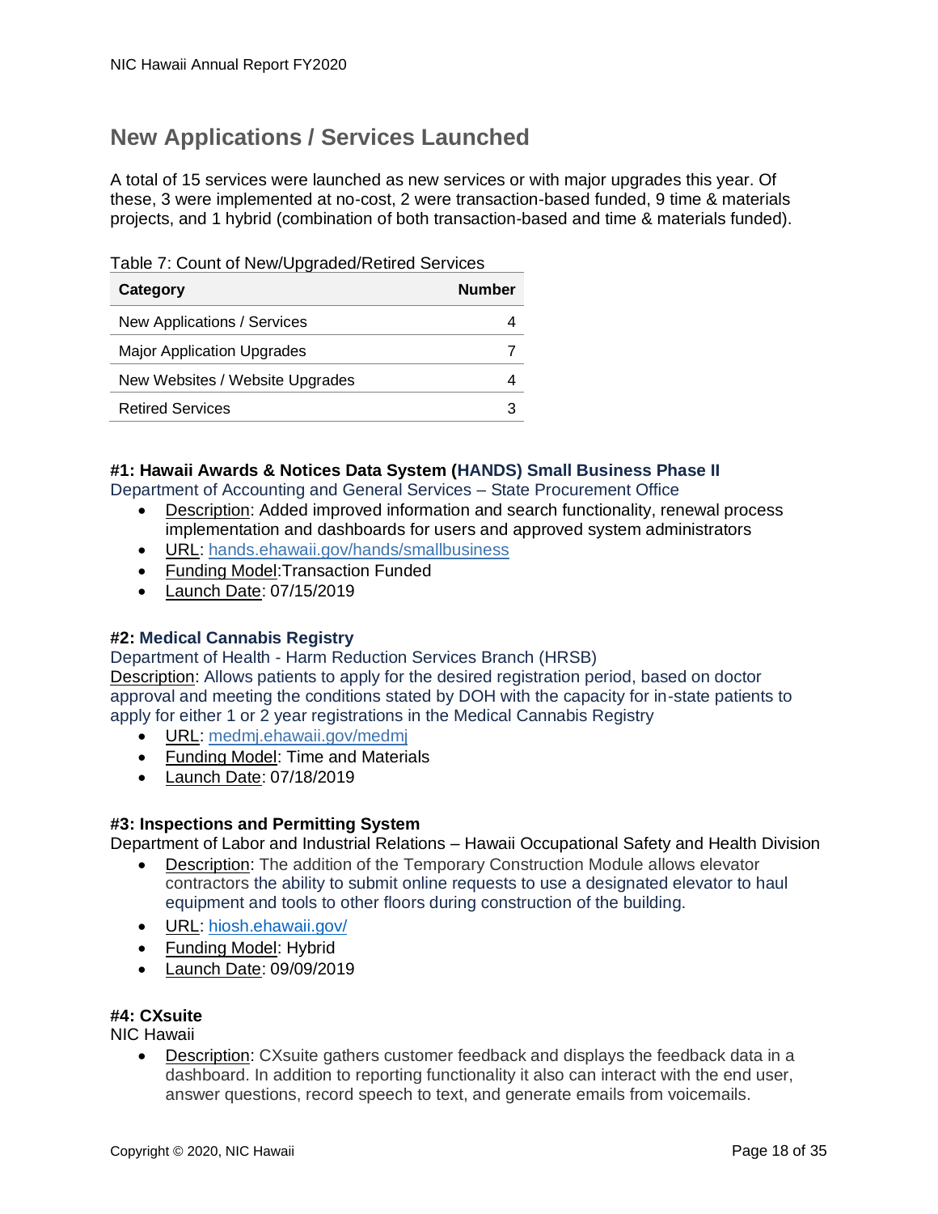## New Applications / Services Launched

A total of 15 services were launched as new services or with major upgrades this year. Of these, 3 were implemented at no-cost, 2 were transaction-based funded, 9 time & materials projects, and 1 hybrid (combination of both transaction-based and time & materials funded).

Table 7: Count of New/Upgraded/Retired Services

| Category | Number |
|---|---|
| New Applications / Services | 4 |
| Major Application Upgrades | 7 |
| New Websites / Website Upgrades | 4 |
| Retired Services | 3 |

**#1: Hawaii Awards & Notices Data System (HANDS) Small Business Phase II**

Department of Accounting and General Services – State Procurement Office

- Description: Added improved information and search functionality, renewal process implementation and dashboards for users and approved system administrators
- URL: hands.ehawaii.gov/hands/smallbusiness
- Funding Model:Transaction Funded
- Launch Date: 07/15/2019

**#2: Medical Cannabis Registry**

Department of Health - Harm Reduction Services Branch (HRSB)

Description: Allows patients to apply for the desired registration period, based on doctor approval and meeting the conditions stated by DOH with the capacity for in-state patients to apply for either 1 or 2 year registrations in the Medical Cannabis Registry

- URL: medmj.ehawaii.gov/medmj
- Funding Model: Time and Materials
- Launch Date: 07/18/2019

**#3: Inspections and Permitting System**

Department of Labor and Industrial Relations – Hawaii Occupational Safety and Health Division

- Description: The addition of the Temporary Construction Module allows elevator contractors the ability to submit online requests to use a designated elevator to haul equipment and tools to other floors during construction of the building.
- URL: hiosh.ehawaii.gov/
- Funding Model: Hybrid
- Launch Date: 09/09/2019

**#4: CXsuite**

NIC Hawaii

- Description: CXsuite gathers customer feedback and displays the feedback data in a dashboard. In addition to reporting functionality it also can interact with the end user, answer questions, record speech to text, and generate emails from voicemails.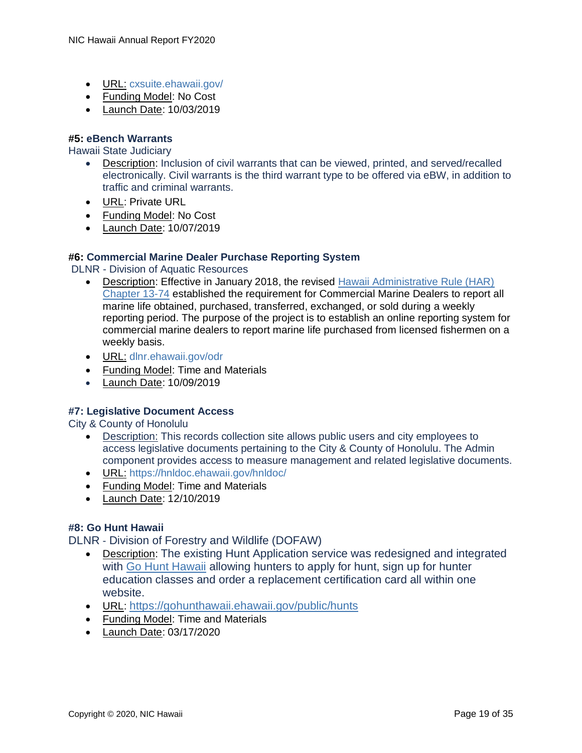- URL: cxsuite.ehawaii.gov/
- Funding Model: No Cost
- Launch Date: 10/03/2019

#### #5: eBench Warrants

Hawaii State Judiciary

- Description: Inclusion of civil warrants that can be viewed, printed, and served/recalled electronically. Civil warrants is the third warrant type to be offered via eBW, in addition to traffic and criminal warrants.
- URL: Private URL
- Funding Model: No Cost
- Launch Date: 10/07/2019

#### #6: Commercial Marine Dealer Purchase Reporting System

DLNR - Division of Aquatic Resources

- Description: Effective in January 2018, the revised Hawaii Administrative Rule (HAR) Chapter 13-74 established the requirement for Commercial Marine Dealers to report all marine life obtained, purchased, transferred, exchanged, or sold during a weekly reporting period. The purpose of the project is to establish an online reporting system for commercial marine dealers to report marine life purchased from licensed fishermen on a weekly basis.
- URL: dlnr.ehawaii.gov/odr
- Funding Model: Time and Materials
- Launch Date: 10/09/2019

#### #7: Legislative Document Access

City & County of Honolulu

- Description: This records collection site allows public users and city employees to access legislative documents pertaining to the City & County of Honolulu. The Admin component provides access to measure management and related legislative documents.
- URL: https://hnldoc.ehawaii.gov/hnldoc/
- Funding Model: Time and Materials
- Launch Date: 12/10/2019

#### #8: Go Hunt Hawaii

DLNR - Division of Forestry and Wildlife (DOFAW)

- Description: The existing Hunt Application service was redesigned and integrated with Go Hunt Hawaii allowing hunters to apply for hunt, sign up for hunter education classes and order a replacement certification card all within one website.
- URL: https://gohunthawaii.ehawaii.gov/public/hunts
- Funding Model: Time and Materials
- Launch Date: 03/17/2020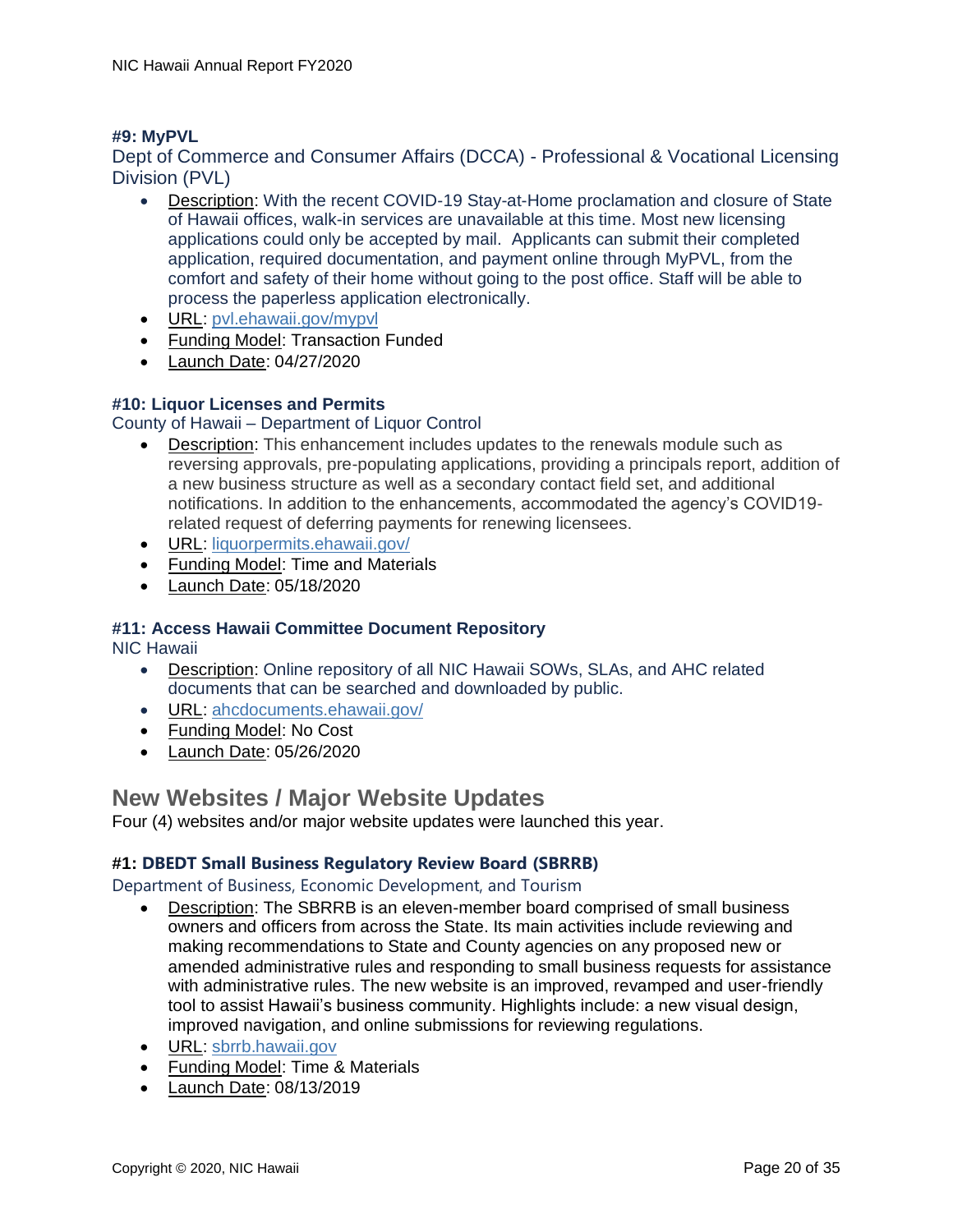### #9: MyPVL

Dept of Commerce and Consumer Affairs (DCCA) - Professional & Vocational Licensing Division (PVL)

- Description: With the recent COVID-19 Stay-at-Home proclamation and closure of State of Hawaii offices, walk-in services are unavailable at this time. Most new licensing applications could only be accepted by mail. Applicants can submit their completed application, required documentation, and payment online through MyPVL, from the comfort and safety of their home without going to the post office. Staff will be able to process the paperless application electronically.
- URL: pvl.ehawaii.gov/mypvl
- Funding Model: Transaction Funded
- Launch Date: 04/27/2020

### #10: Liquor Licenses and Permits

County of Hawaii – Department of Liquor Control

- Description: This enhancement includes updates to the renewals module such as reversing approvals, pre-populating applications, providing a principals report, addition of a new business structure as well as a secondary contact field set, and additional notifications. In addition to the enhancements, accommodated the agency's COVID19-related request of deferring payments for renewing licensees.
- URL: liquorpermits.ehawaii.gov/
- Funding Model: Time and Materials
- Launch Date: 05/18/2020

### #11: Access Hawaii Committee Document Repository

NIC Hawaii

- Description: Online repository of all NIC Hawaii SOWs, SLAs, and AHC related documents that can be searched and downloaded by public.
- URL: ahcdocuments.ehawaii.gov/
- Funding Model: No Cost
- Launch Date: 05/26/2020

## New Websites / Major Website Updates

Four (4) websites and/or major website updates were launched this year.

### #1: DBEDT Small Business Regulatory Review Board (SBRRB)

Department of Business, Economic Development, and Tourism

- Description: The SBRRB is an eleven-member board comprised of small business owners and officers from across the State. Its main activities include reviewing and making recommendations to State and County agencies on any proposed new or amended administrative rules and responding to small business requests for assistance with administrative rules. The new website is an improved, revamped and user-friendly tool to assist Hawaii's business community. Highlights include: a new visual design, improved navigation, and online submissions for reviewing regulations.
- URL: sbrrb.hawaii.gov
- Funding Model: Time & Materials
- Launch Date: 08/13/2019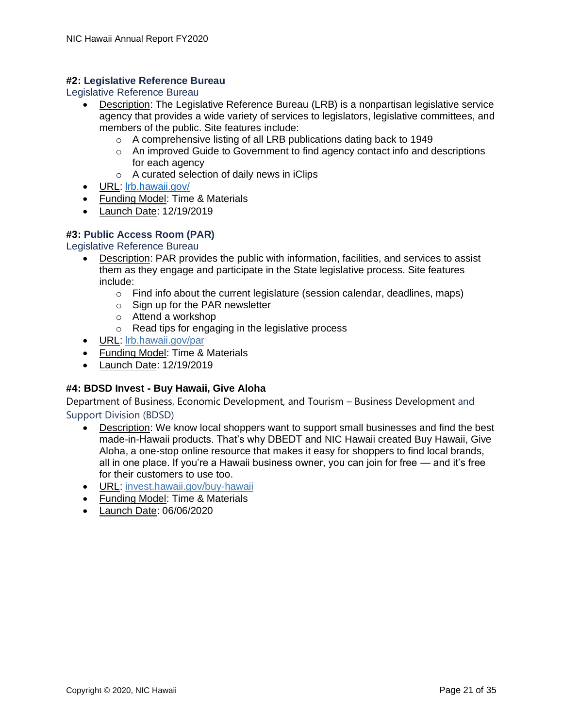### #2: Legislative Reference Bureau

Legislative Reference Bureau

- Description: The Legislative Reference Bureau (LRB) is a nonpartisan legislative service agency that provides a wide variety of services to legislators, legislative committees, and members of the public. Site features include:
  - A comprehensive listing of all LRB publications dating back to 1949
  - An improved Guide to Government to find agency contact info and descriptions for each agency
  - A curated selection of daily news in iClips
- URL: lrb.hawaii.gov/
- Funding Model: Time & Materials
- Launch Date: 12/19/2019

### #3: Public Access Room (PAR)

Legislative Reference Bureau

- Description: PAR provides the public with information, facilities, and services to assist them as they engage and participate in the State legislative process. Site features include:
  - Find info about the current legislature (session calendar, deadlines, maps)
  - Sign up for the PAR newsletter
  - Attend a workshop
  - Read tips for engaging in the legislative process
- URL: lrb.hawaii.gov/par
- Funding Model: Time & Materials
- Launch Date: 12/19/2019

### #4: BDSD Invest - Buy Hawaii, Give Aloha

Department of Business, Economic Development, and Tourism – Business Development and Support Division (BDSD)

- Description: We know local shoppers want to support small businesses and find the best made-in-Hawaii products. That's why DBEDT and NIC Hawaii created Buy Hawaii, Give Aloha, a one-stop online resource that makes it easy for shoppers to find local brands, all in one place. If you're a Hawaii business owner, you can join for free — and it's free for their customers to use too.
- URL: invest.hawaii.gov/buy-hawaii
- Funding Model: Time & Materials
- Launch Date: 06/06/2020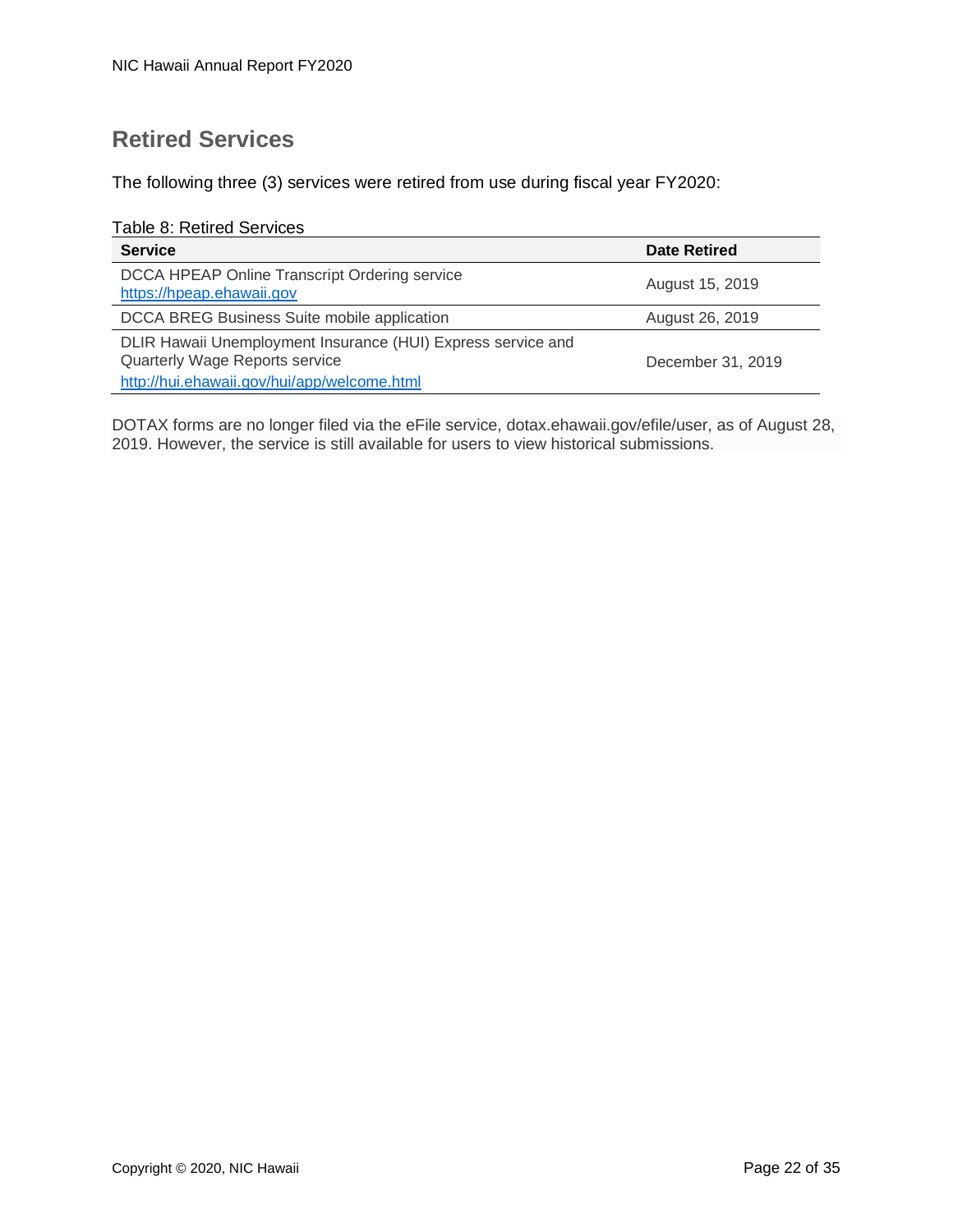## Retired Services

The following three (3) services were retired from use during fiscal year FY2020:

Table 8: Retired Services

| Service | Date Retired |
|---|---|
| DCCA HPEAP Online Transcript Ordering service https://hpeap.ehawaii.gov | August 15, 2019 |
| DCCA BREG Business Suite mobile application | August 26, 2019 |
| DLIR Hawaii Unemployment Insurance (HUI) Express service and Quarterly Wage Reports service http://hui.ehawaii.gov/hui/app/welcome.html | December 31, 2019 |

DOTAX forms are no longer filed via the eFile service, dotax.ehawaii.gov/efile/user, as of August 28, 2019. However, the service is still available for users to view historical submissions.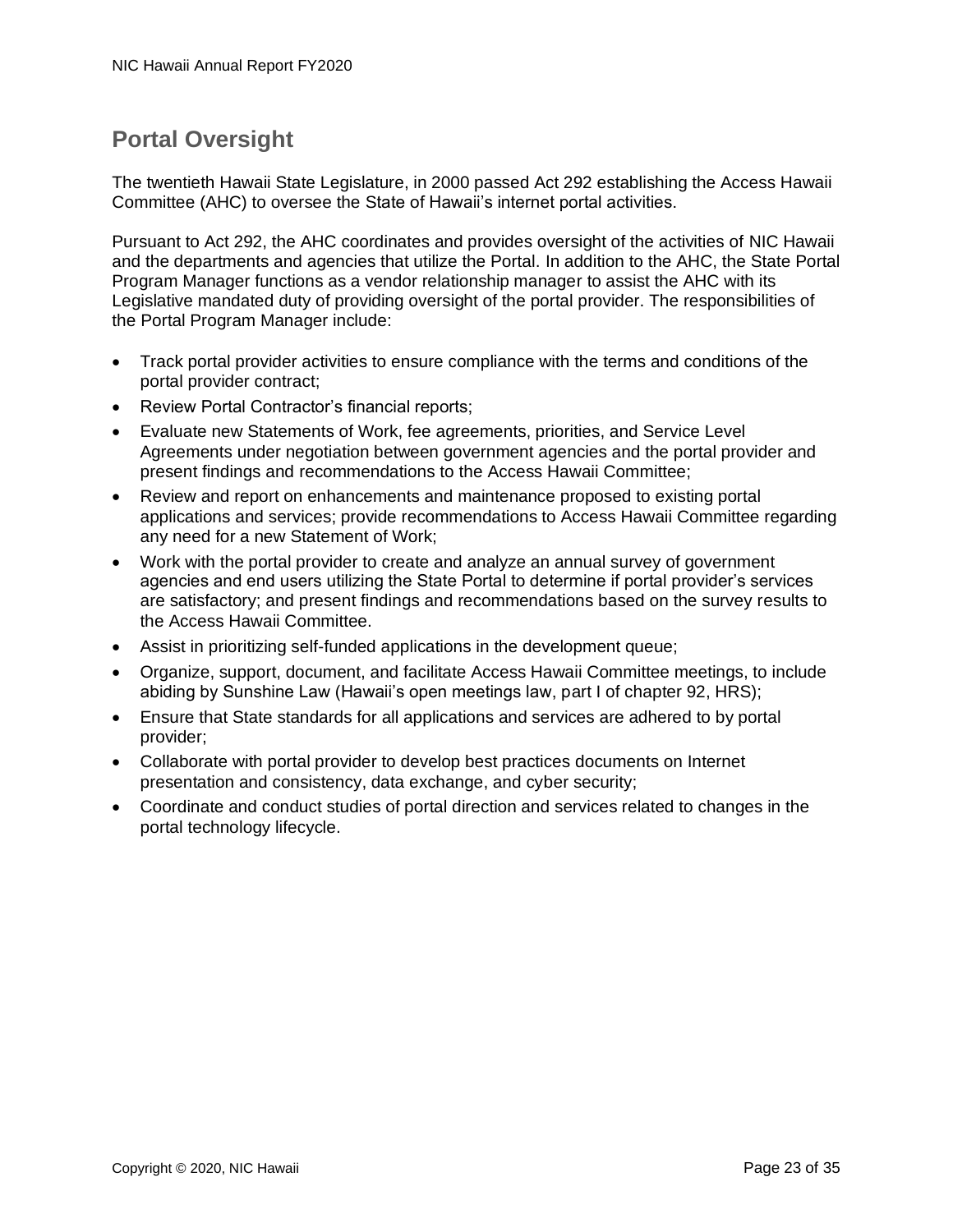## Portal Oversight

The twentieth Hawaii State Legislature, in 2000 passed Act 292 establishing the Access Hawaii Committee (AHC) to oversee the State of Hawaii's internet portal activities.

Pursuant to Act 292, the AHC coordinates and provides oversight of the activities of NIC Hawaii and the departments and agencies that utilize the Portal. In addition to the AHC, the State Portal Program Manager functions as a vendor relationship manager to assist the AHC with its Legislative mandated duty of providing oversight of the portal provider. The responsibilities of the Portal Program Manager include:

- Track portal provider activities to ensure compliance with the terms and conditions of the portal provider contract;
- Review Portal Contractor's financial reports;
- Evaluate new Statements of Work, fee agreements, priorities, and Service Level Agreements under negotiation between government agencies and the portal provider and present findings and recommendations to the Access Hawaii Committee;
- Review and report on enhancements and maintenance proposed to existing portal applications and services; provide recommendations to Access Hawaii Committee regarding any need for a new Statement of Work;
- Work with the portal provider to create and analyze an annual survey of government agencies and end users utilizing the State Portal to determine if portal provider's services are satisfactory; and present findings and recommendations based on the survey results to the Access Hawaii Committee.
- Assist in prioritizing self-funded applications in the development queue;
- Organize, support, document, and facilitate Access Hawaii Committee meetings, to include abiding by Sunshine Law (Hawaii's open meetings law, part I of chapter 92, HRS);
- Ensure that State standards for all applications and services are adhered to by portal provider;
- Collaborate with portal provider to develop best practices documents on Internet presentation and consistency, data exchange, and cyber security;
- Coordinate and conduct studies of portal direction and services related to changes in the portal technology lifecycle.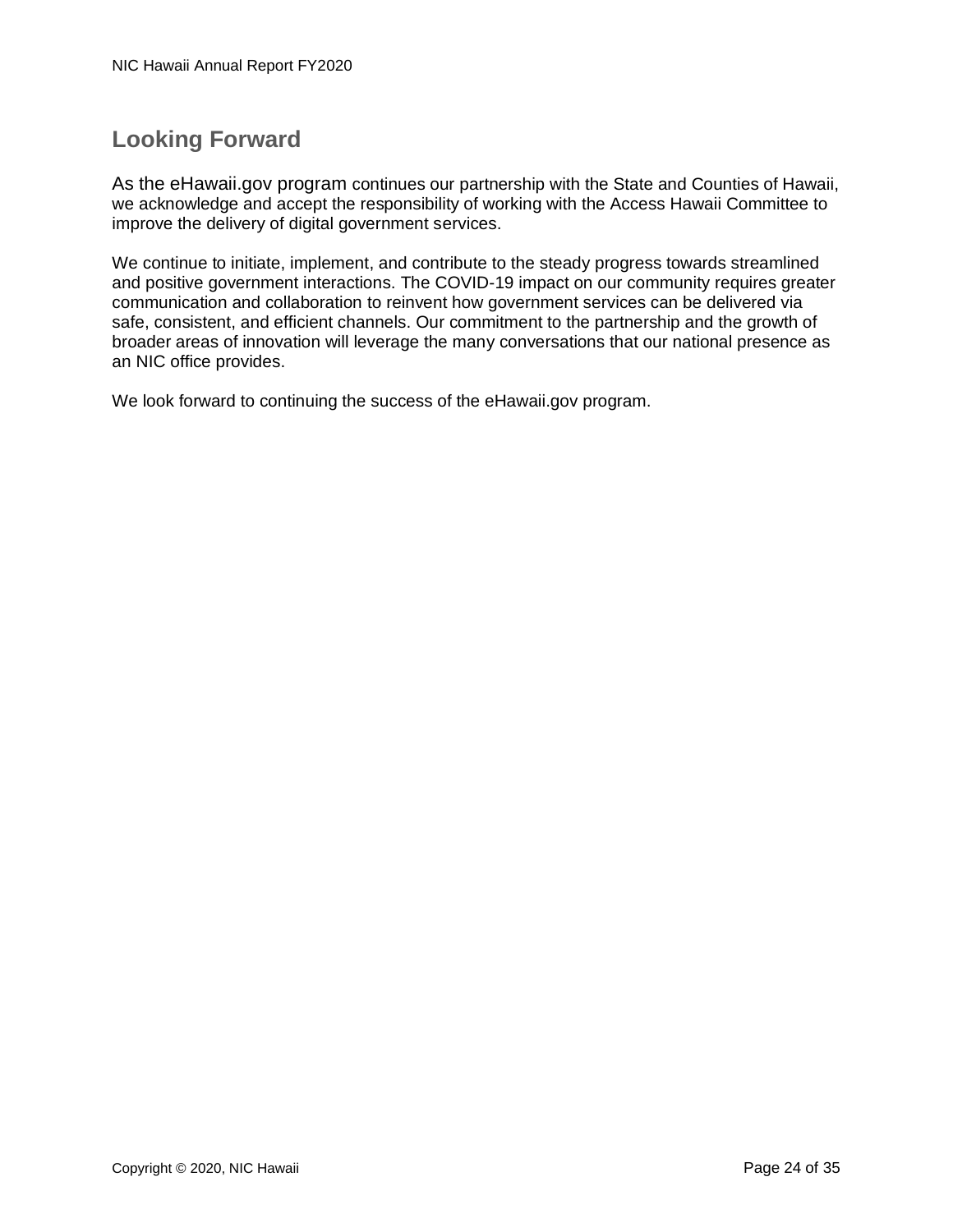## Looking Forward

As the eHawaii.gov program continues our partnership with the State and Counties of Hawaii, we acknowledge and accept the responsibility of working with the Access Hawaii Committee to improve the delivery of digital government services.

We continue to initiate, implement, and contribute to the steady progress towards streamlined and positive government interactions. The COVID-19 impact on our community requires greater communication and collaboration to reinvent how government services can be delivered via safe, consistent, and efficient channels. Our commitment to the partnership and the growth of broader areas of innovation will leverage the many conversations that our national presence as an NIC office provides.

We look forward to continuing the success of the eHawaii.gov program.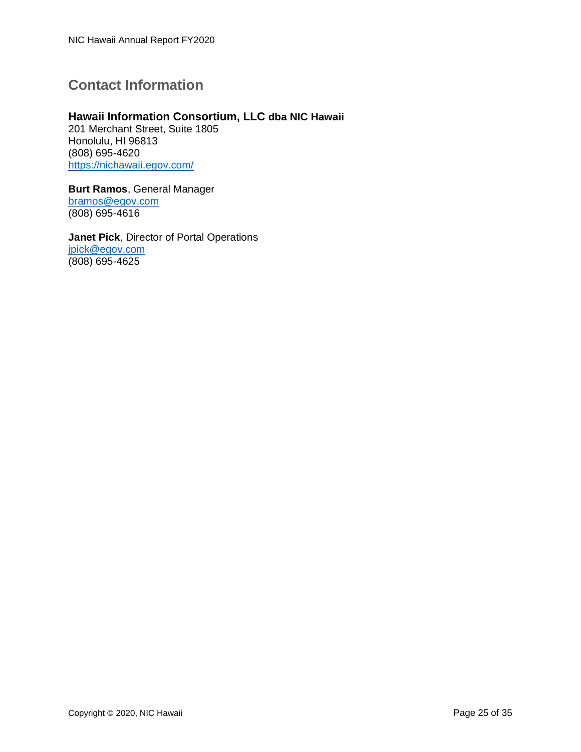## Contact Information

**Hawaii Information Consortium, LLC dba NIC Hawaii**
201 Merchant Street, Suite 1805
Honolulu, HI 96813
(808) 695-4620
https://nichawaii.egov.com/

**Burt Ramos**, General Manager
bramos@egov.com
(808) 695-4616

**Janet Pick**, Director of Portal Operations
jpick@egov.com
(808) 695-4625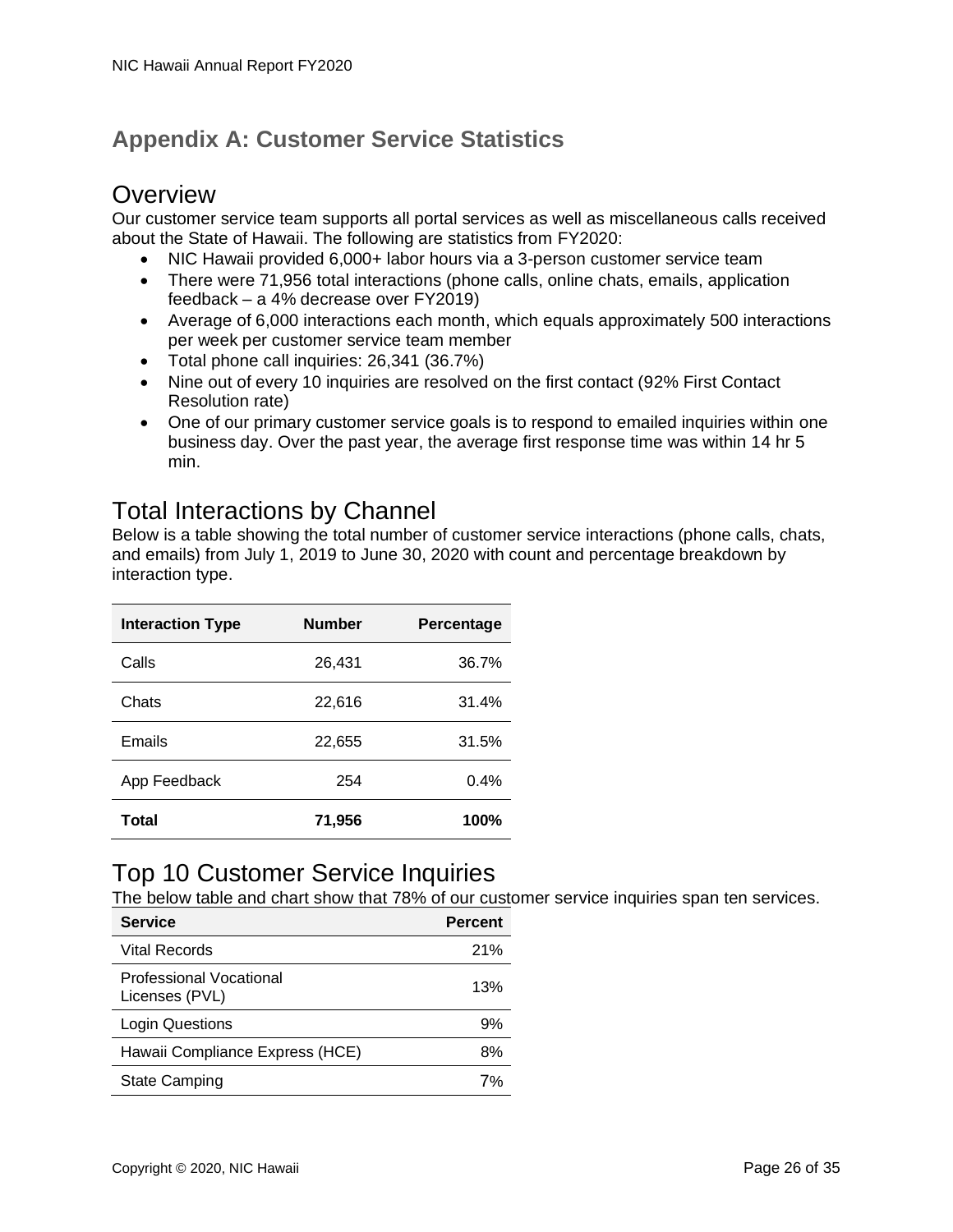## Appendix A: Customer Service Statistics

### Overview

Our customer service team supports all portal services as well as miscellaneous calls received about the State of Hawaii. The following are statistics from FY2020:

- NIC Hawaii provided 6,000+ labor hours via a 3-person customer service team
- There were 71,956 total interactions (phone calls, online chats, emails, application feedback – a 4% decrease over FY2019)
- Average of 6,000 interactions each month, which equals approximately 500 interactions per week per customer service team member
- Total phone call inquiries: 26,341 (36.7%)
- Nine out of every 10 inquiries are resolved on the first contact (92% First Contact Resolution rate)
- One of our primary customer service goals is to respond to emailed inquiries within one business day. Over the past year, the average first response time was within 14 hr 5 min.

### Total Interactions by Channel

Below is a table showing the total number of customer service interactions (phone calls, chats, and emails) from July 1, 2019 to June 30, 2020 with count and percentage breakdown by interaction type.

| Interaction Type | Number | Percentage |
|---|---:|---:|
| Calls | 26,431 | 36.7% |
| Chats | 22,616 | 31.4% |
| Emails | 22,655 | 31.5% |
| App Feedback | 254 | 0.4% |
| **Total** | **71,956** | **100%** |

### Top 10 Customer Service Inquiries

The below table and chart show that 78% of our customer service inquiries span ten services.

| Service | Percent |
|---|---:|
| Vital Records | 21% |
| Professional Vocational Licenses (PVL) | 13% |
| Login Questions | 9% |
| Hawaii Compliance Express (HCE) | 8% |
| State Camping | 7% |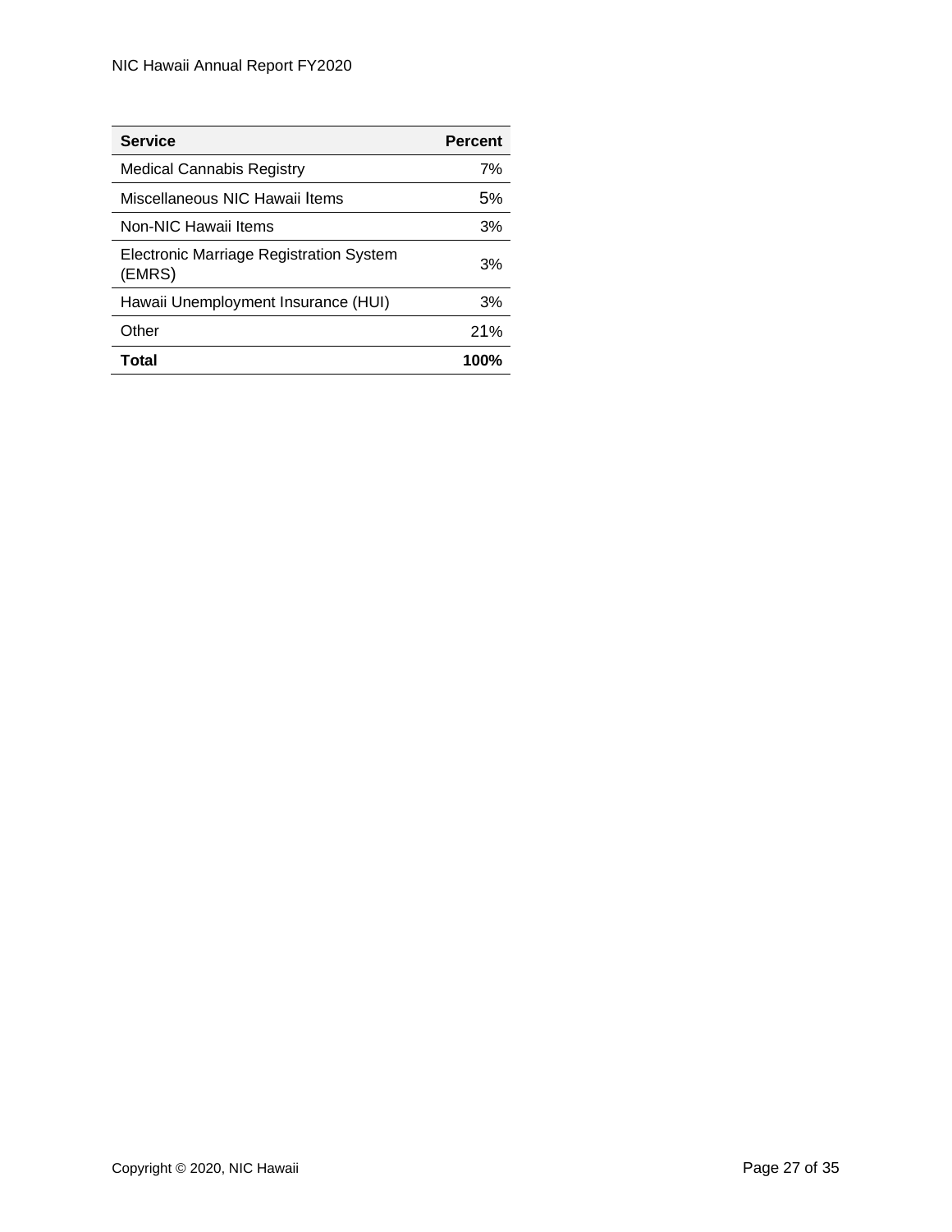| Service | Percent |
| --- | ---: |
| Medical Cannabis Registry | 7% |
| Miscellaneous NIC Hawaii Items | 5% |
| Non-NIC Hawaii Items | 3% |
| Electronic Marriage Registration System (EMRS) | 3% |
| Hawaii Unemployment Insurance (HUI) | 3% |
| Other | 21% |
| **Total** | **100%** |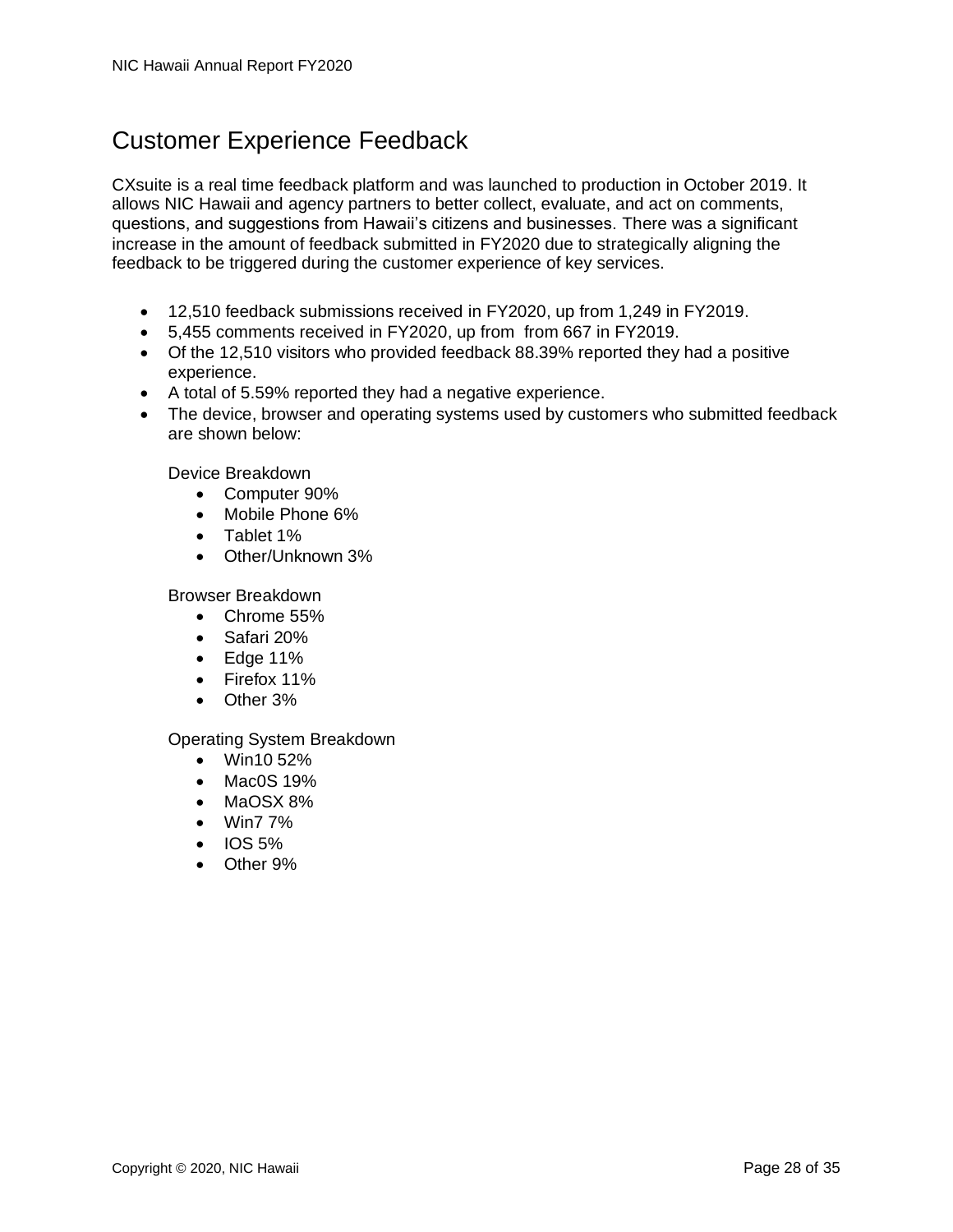## Customer Experience Feedback

CXsuite is a real time feedback platform and was launched to production in October 2019. It allows NIC Hawaii and agency partners to better collect, evaluate, and act on comments, questions, and suggestions from Hawaii's citizens and businesses. There was a significant increase in the amount of feedback submitted in FY2020 due to strategically aligning the feedback to be triggered during the customer experience of key services.

- 12,510 feedback submissions received in FY2020, up from 1,249 in FY2019.
- 5,455 comments received in FY2020, up from from 667 in FY2019.
- Of the 12,510 visitors who provided feedback 88.39% reported they had a positive experience.
- A total of 5.59% reported they had a negative experience.
- The device, browser and operating systems used by customers who submitted feedback are shown below:

  Device Breakdown
  - Computer 90%
  - Mobile Phone 6%
  - Tablet 1%
  - Other/Unknown 3%

  Browser Breakdown
  - Chrome 55%
  - Safari 20%
  - Edge 11%
  - Firefox 11%
  - Other 3%

  Operating System Breakdown
  - Win10 52%
  - Mac0S 19%
  - MaOSX 8%
  - Win7 7%
  - IOS 5%
  - Other 9%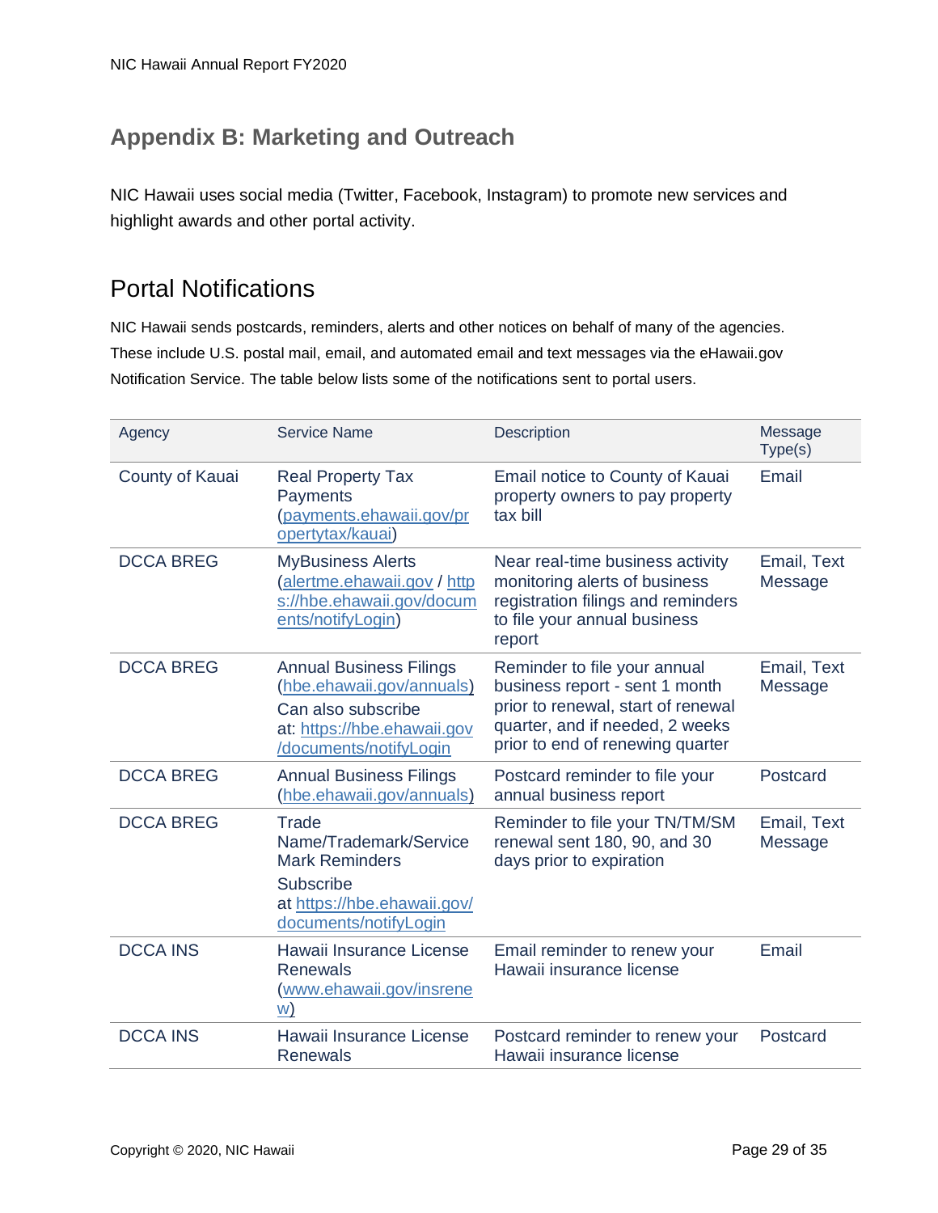## Appendix B: Marketing and Outreach

NIC Hawaii uses social media (Twitter, Facebook, Instagram) to promote new services and highlight awards and other portal activity.

# Portal Notifications

NIC Hawaii sends postcards, reminders, alerts and other notices on behalf of many of the agencies. These include U.S. postal mail, email, and automated email and text messages via the eHawaii.gov Notification Service. The table below lists some of the notifications sent to portal users.

| Agency | Service Name | Description | Message Type(s) |
|---|---|---|---|
| County of Kauai | Real Property Tax Payments (payments.ehawaii.gov/propertytax/kauai) | Email notice to County of Kauai property owners to pay property tax bill | Email |
| DCCA BREG | MyBusiness Alerts (alertme.ehawaii.gov / https://hbe.ehawaii.gov/documents/notifyLogin) | Near real-time business activity monitoring alerts of business registration filings and reminders to file your annual business report | Email, Text Message |
| DCCA BREG | Annual Business Filings (hbe.ehawaii.gov/annuals) Can also subscribe at: https://hbe.ehawaii.gov/documents/notifyLogin | Reminder to file your annual business report - sent 1 month prior to renewal, start of renewal quarter, and if needed, 2 weeks prior to end of renewing quarter | Email, Text Message |
| DCCA BREG | Annual Business Filings (hbe.ehawaii.gov/annuals) | Postcard reminder to file your annual business report | Postcard |
| DCCA BREG | Trade Name/Trademark/Service Mark Reminders Subscribe at https://hbe.ehawaii.gov/documents/notifyLogin | Reminder to file your TN/TM/SM renewal sent 180, 90, and 30 days prior to expiration | Email, Text Message |
| DCCA INS | Hawaii Insurance License Renewals (www.ehawaii.gov/insrenew) | Email reminder to renew your Hawaii insurance license | Email |
| DCCA INS | Hawaii Insurance License Renewals | Postcard reminder to renew your Hawaii insurance license | Postcard |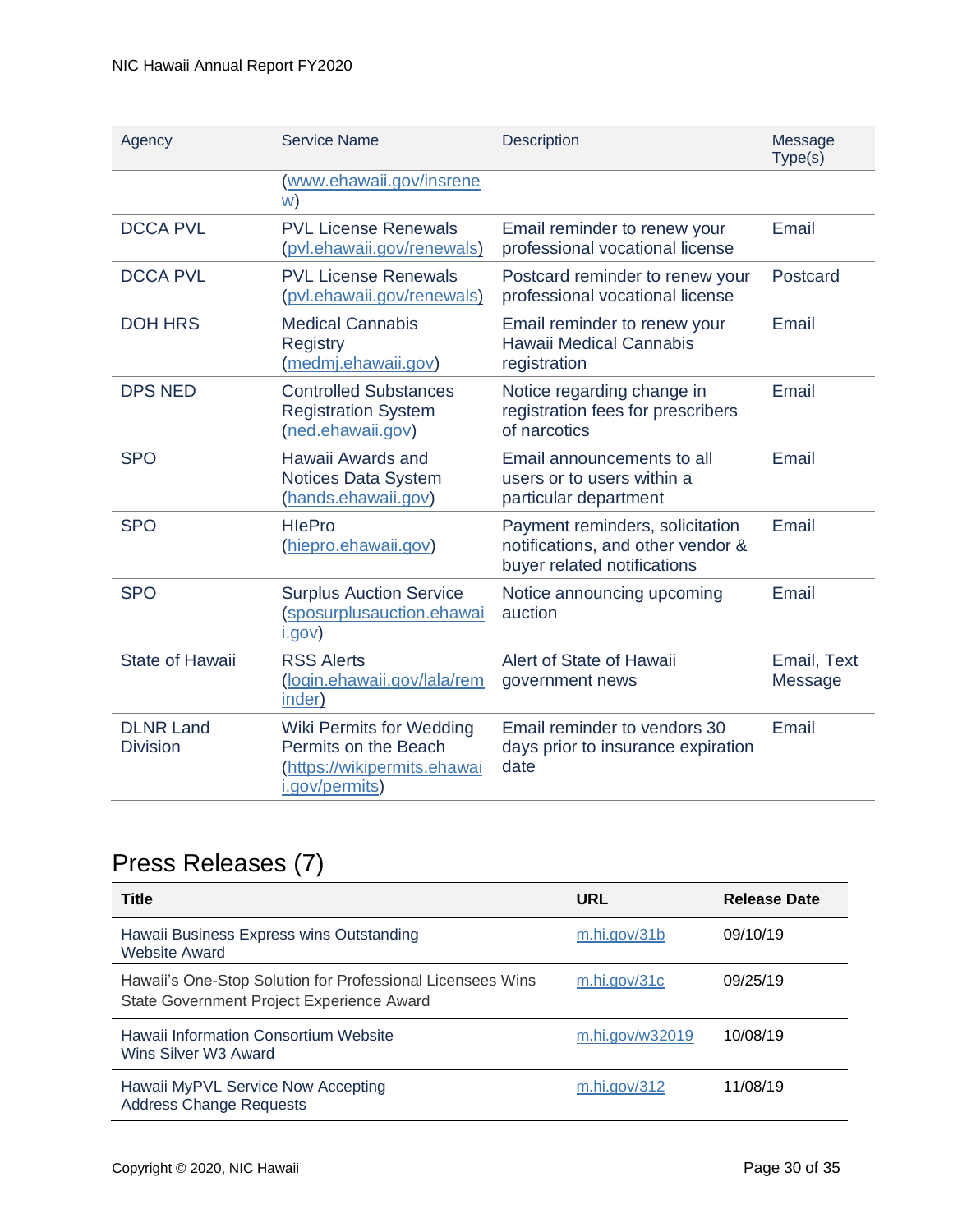| Agency | Service Name | Description | Message Type(s) |
|---|---|---|---|
| | (www.ehawaii.gov/insrenew) | | |
| DCCA PVL | PVL License Renewals (pvl.ehawaii.gov/renewals) | Email reminder to renew your professional vocational license | Email |
| DCCA PVL | PVL License Renewals (pvl.ehawaii.gov/renewals) | Postcard reminder to renew your professional vocational license | Postcard |
| DOH HRS | Medical Cannabis Registry (medmj.ehawaii.gov) | Email reminder to renew your Hawaii Medical Cannabis registration | Email |
| DPS NED | Controlled Substances Registration System (ned.ehawaii.gov) | Notice regarding change in registration fees for prescribers of narcotics | Email |
| SPO | Hawaii Awards and Notices Data System (hands.ehawaii.gov) | Email announcements to all users or to users within a particular department | Email |
| SPO | HIePro (hiepro.ehawaii.gov) | Payment reminders, solicitation notifications, and other vendor & buyer related notifications | Email |
| SPO | Surplus Auction Service (sposurplusauction.ehawaii.gov) | Notice announcing upcoming auction | Email |
| State of Hawaii | RSS Alerts (login.ehawaii.gov/lala/reminder) | Alert of State of Hawaii government news | Email, Text Message |
| DLNR Land Division | Wiki Permits for Wedding Permits on the Beach (https://wikipermits.ehawaii.gov/permits) | Email reminder to vendors 30 days prior to insurance expiration date | Email |

## Press Releases (7)

| Title | URL | Release Date |
|---|---|---|
| Hawaii Business Express wins Outstanding Website Award | m.hi.gov/31b | 09/10/19 |
| Hawaii's One-Stop Solution for Professional Licensees Wins State Government Project Experience Award | m.hi.gov/31c | 09/25/19 |
| Hawaii Information Consortium Website Wins Silver W3 Award | m.hi.gov/w32019 | 10/08/19 |
| Hawaii MyPVL Service Now Accepting Address Change Requests | m.hi.gov/312 | 11/08/19 |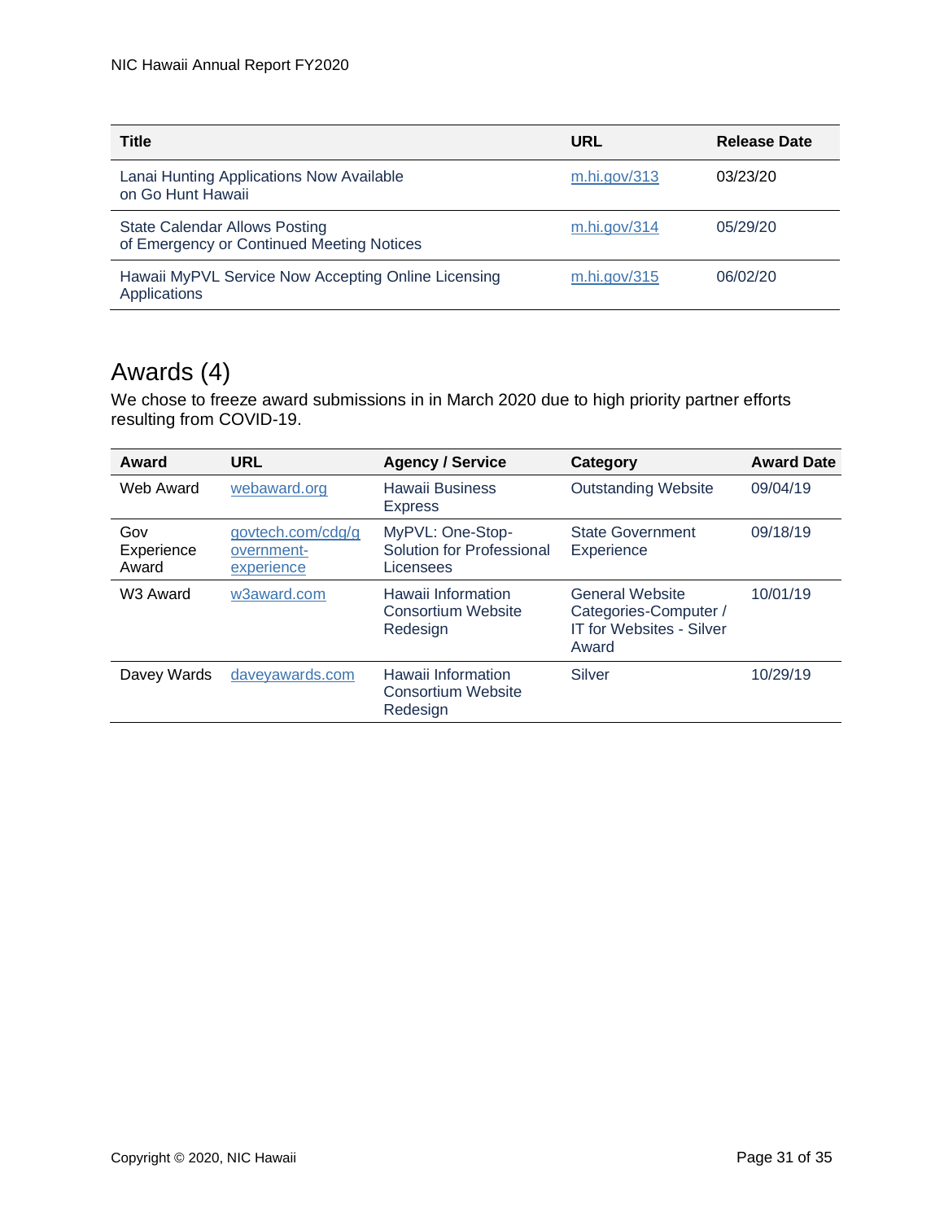| Title | URL | Release Date |
|---|---|---|
| Lanai Hunting Applications Now Available on Go Hunt Hawaii | m.hi.gov/313 | 03/23/20 |
| State Calendar Allows Posting of Emergency or Continued Meeting Notices | m.hi.gov/314 | 05/29/20 |
| Hawaii MyPVL Service Now Accepting Online Licensing Applications | m.hi.gov/315 | 06/02/20 |

## Awards (4)

We chose to freeze award submissions in in March 2020 due to high priority partner efforts resulting from COVID-19.

| Award | URL | Agency / Service | Category | Award Date |
|---|---|---|---|---|
| Web Award | webaward.org | Hawaii Business Express | Outstanding Website | 09/04/19 |
| Gov Experience Award | govtech.com/cdg/government-experience | MyPVL: One-Stop-Solution for Professional Licensees | State Government Experience | 09/18/19 |
| W3 Award | w3award.com | Hawaii Information Consortium Website Redesign | General Website Categories-Computer / IT for Websites - Silver Award | 10/01/19 |
| Davey Wards | daveyawards.com | Hawaii Information Consortium Website Redesign | Silver | 10/29/19 |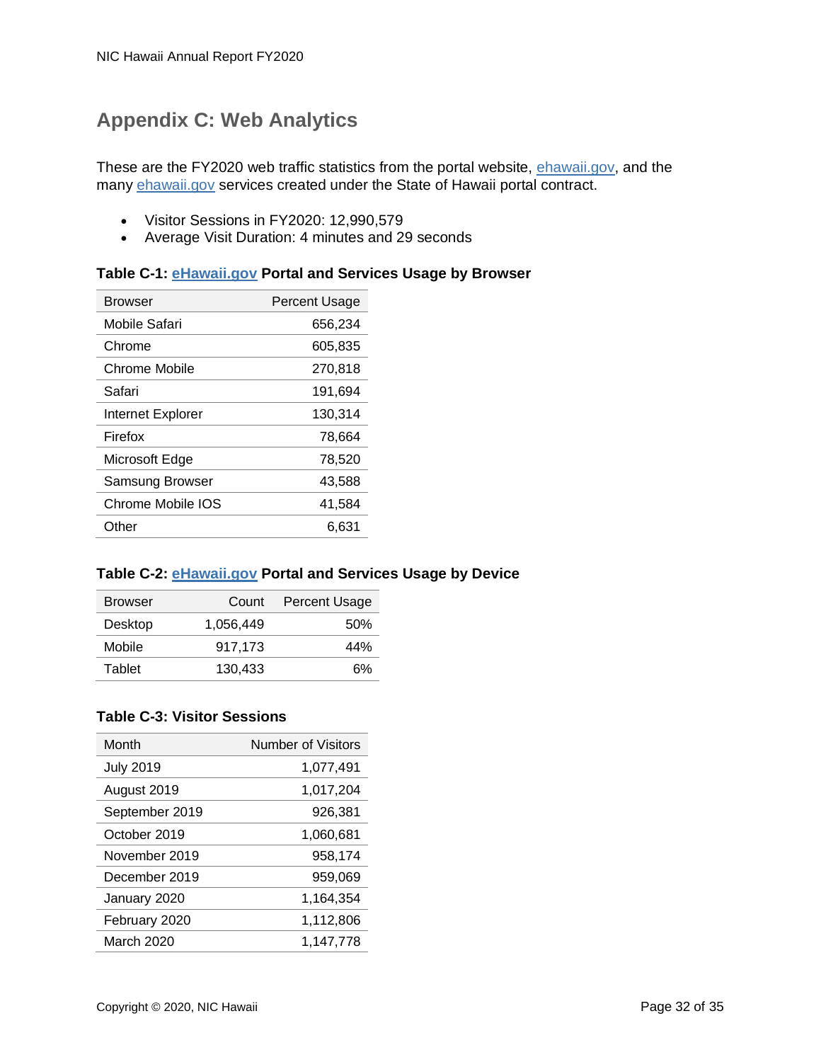## Appendix C: Web Analytics

These are the FY2020 web traffic statistics from the portal website, [ehawaii.gov](ehawaii.gov), and the many [ehawaii.gov](ehawaii.gov) services created under the State of Hawaii portal contract.

- Visitor Sessions in FY2020: 12,990,579
- Average Visit Duration: 4 minutes and 29 seconds

**Table C-1: eHawaii.gov Portal and Services Usage by Browser**

| Browser | Percent Usage |
|---|---:|
| Mobile Safari | 656,234 |
| Chrome | 605,835 |
| Chrome Mobile | 270,818 |
| Safari | 191,694 |
| Internet Explorer | 130,314 |
| Firefox | 78,664 |
| Microsoft Edge | 78,520 |
| Samsung Browser | 43,588 |
| Chrome Mobile IOS | 41,584 |
| Other | 6,631 |

**Table C-2: eHawaii.gov Portal and Services Usage by Device**

| Browser | Count | Percent Usage |
|---|---:|---:|
| Desktop | 1,056,449 | 50% |
| Mobile | 917,173 | 44% |
| Tablet | 130,433 | 6% |

**Table C-3: Visitor Sessions**

| Month | Number of Visitors |
|---|---:|
| July 2019 | 1,077,491 |
| August 2019 | 1,017,204 |
| September 2019 | 926,381 |
| October 2019 | 1,060,681 |
| November 2019 | 958,174 |
| December 2019 | 959,069 |
| January 2020 | 1,164,354 |
| February 2020 | 1,112,806 |
| March 2020 | 1,147,778 |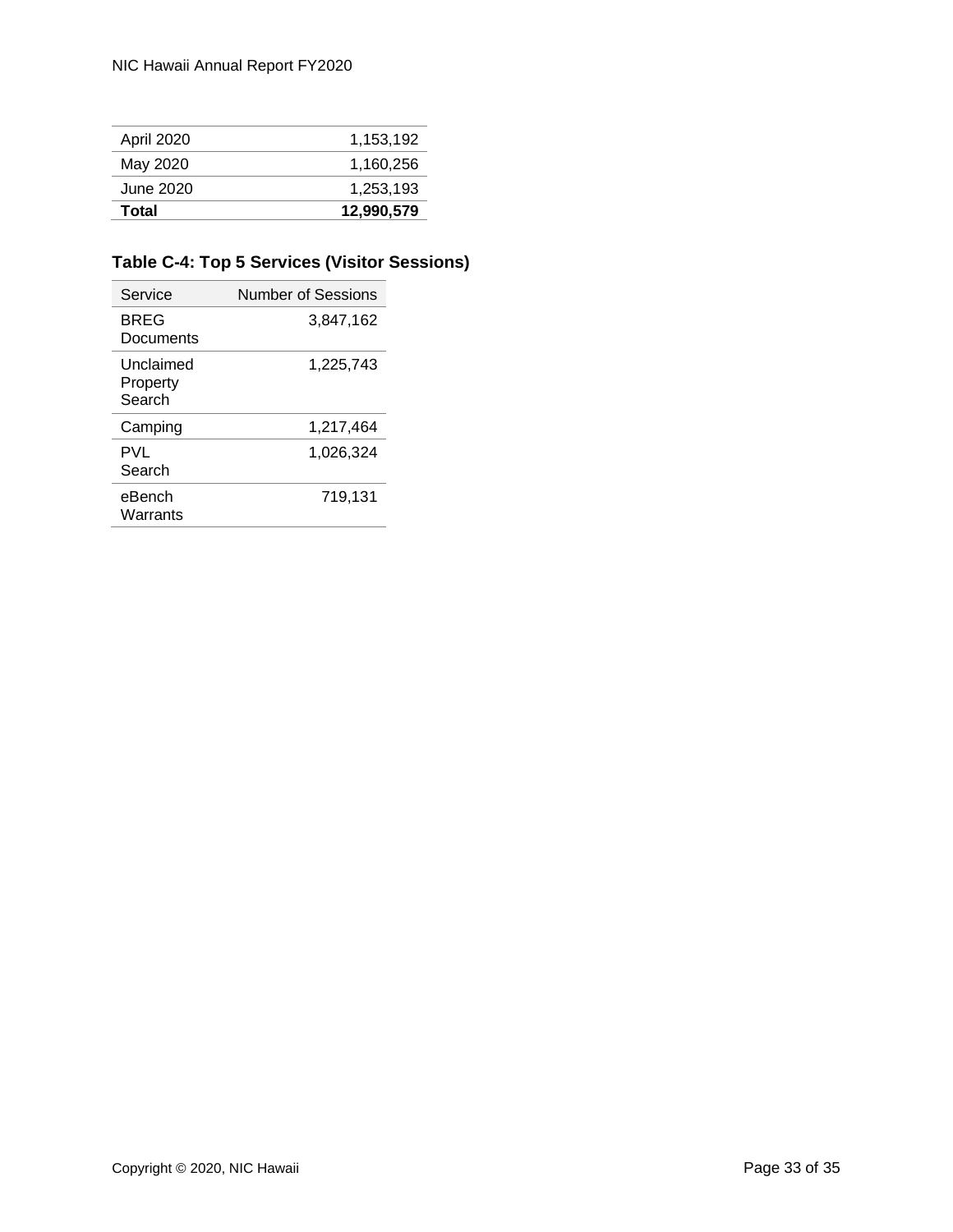| April 2020 | 1,153,192 |
|---|---|
| May 2020 | 1,160,256 |
| June 2020 | 1,253,193 |
| **Total** | **12,990,579** |

### Table C-4: Top 5 Services (Visitor Sessions)

| Service | Number of Sessions |
|---|---|
| BREG Documents | 3,847,162 |
| Unclaimed Property Search | 1,225,743 |
| Camping | 1,217,464 |
| PVL Search | 1,026,324 |
| eBench Warrants | 719,131 |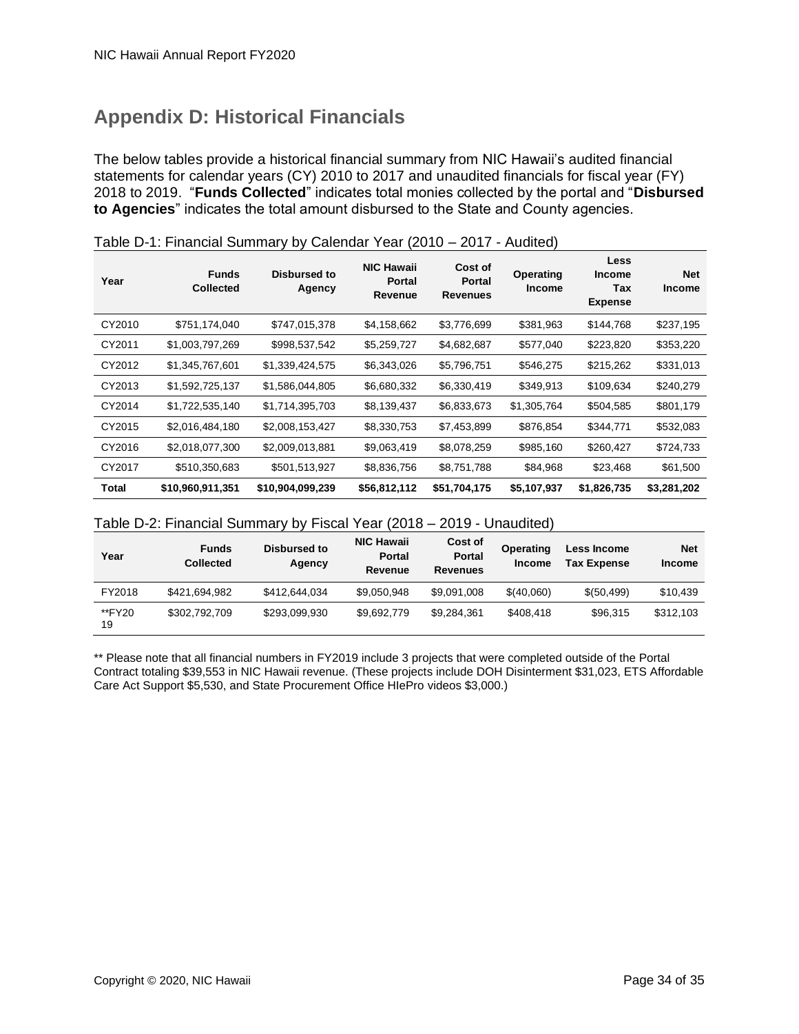## Appendix D: Historical Financials

The below tables provide a historical financial summary from NIC Hawaii's audited financial statements for calendar years (CY) 2010 to 2017 and unaudited financials for fiscal year (FY) 2018 to 2019. "**Funds Collected**" indicates total monies collected by the portal and "**Disbursed to Agencies**" indicates the total amount disbursed to the State and County agencies.

Table D-1: Financial Summary by Calendar Year (2010 – 2017 - Audited)

| Year | Funds Collected | Disbursed to Agency | NIC Hawaii Portal Revenue | Cost of Portal Revenues | Operating Income | Less Income Tax Expense | Net Income |
|---|---|---|---|---|---|---|---|
| CY2010 | $751,174,040 | $747,015,378 | $4,158,662 | $3,776,699 | $381,963 | $144,768 | $237,195 |
| CY2011 | $1,003,797,269 | $998,537,542 | $5,259,727 | $4,682,687 | $577,040 | $223,820 | $353,220 |
| CY2012 | $1,345,767,601 | $1,339,424,575 | $6,343,026 | $5,796,751 | $546,275 | $215,262 | $331,013 |
| CY2013 | $1,592,725,137 | $1,586,044,805 | $6,680,332 | $6,330,419 | $349,913 | $109,634 | $240,279 |
| CY2014 | $1,722,535,140 | $1,714,395,703 | $8,139,437 | $6,833,673 | $1,305,764 | $504,585 | $801,179 |
| CY2015 | $2,016,484,180 | $2,008,153,427 | $8,330,753 | $7,453,899 | $876,854 | $344,771 | $532,083 |
| CY2016 | $2,018,077,300 | $2,009,013,881 | $9,063,419 | $8,078,259 | $985,160 | $260,427 | $724,733 |
| CY2017 | $510,350,683 | $501,513,927 | $8,836,756 | $8,751,788 | $84,968 | $23,468 | $61,500 |
| **Total** | **$10,960,911,351** | **$10,904,099,239** | **$56,812,112** | **$51,704,175** | **$5,107,937** | **$1,826,735** | **$3,281,202** |

Table D-2: Financial Summary by Fiscal Year (2018 – 2019 - Unaudited)

| Year | Funds Collected | Disbursed to Agency | NIC Hawaii Portal Revenue | Cost of Portal Revenues | Operating Income | Less Income Tax Expense | Net Income |
|---|---|---|---|---|---|---|---|
| FY2018 | $421,694,982 | $412,644,034 | $9,050,948 | $9,091,008 | $(40,060) | $(50,499) | $10,439 |
| **FY2019 | $302,792,709 | $293,099,930 | $9,692,779 | $9,284,361 | $408,418 | $96,315 | $312,103 |

** Please note that all financial numbers in FY2019 include 3 projects that were completed outside of the Portal Contract totaling $39,553 in NIC Hawaii revenue. (These projects include DOH Disinterment $31,023, ETS Affordable Care Act Support $5,530, and State Procurement Office HIePro videos $3,000.)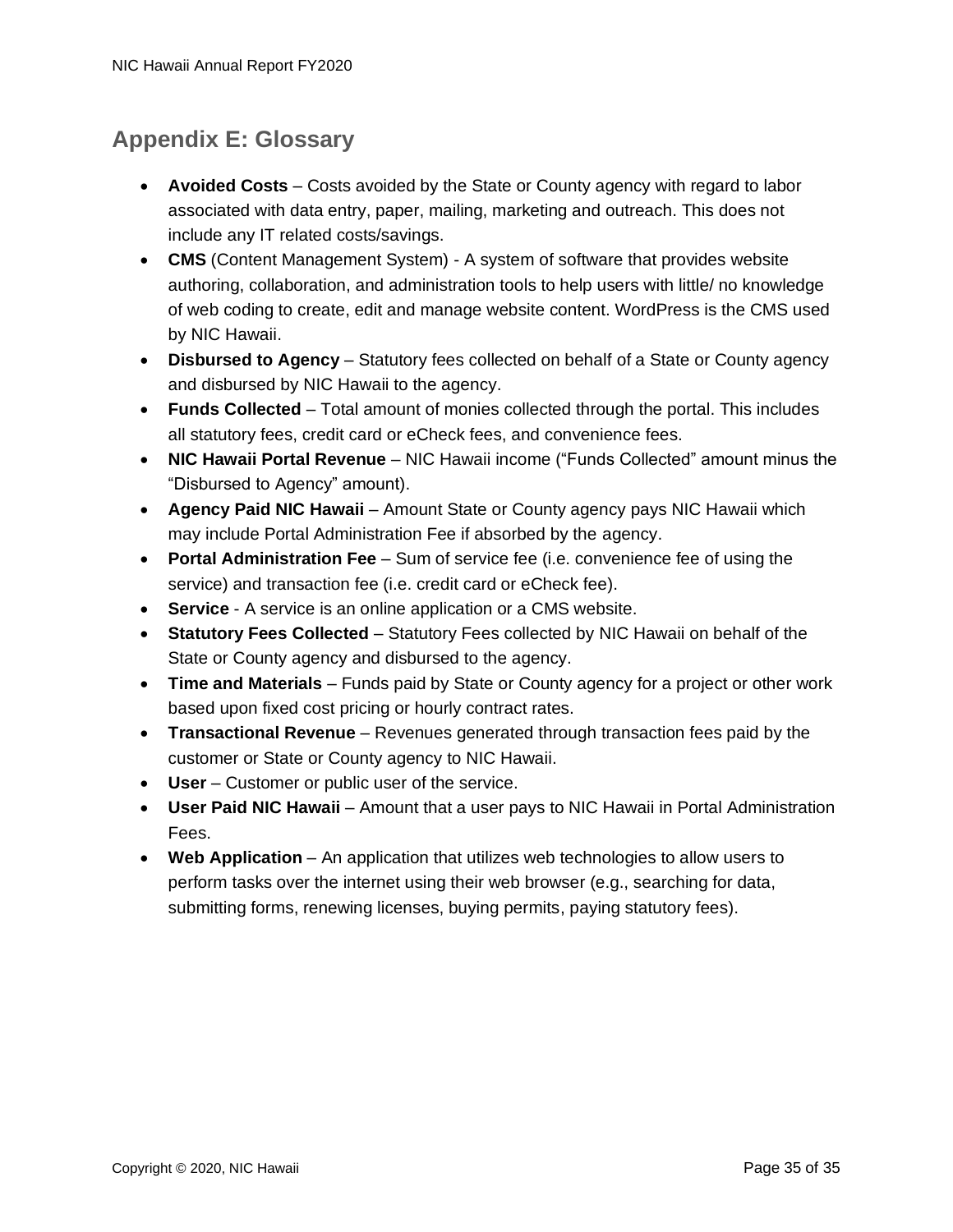## Appendix E: Glossary

- **Avoided Costs** – Costs avoided by the State or County agency with regard to labor associated with data entry, paper, mailing, marketing and outreach. This does not include any IT related costs/savings.
- **CMS** (Content Management System) - A system of software that provides website authoring, collaboration, and administration tools to help users with little/ no knowledge of web coding to create, edit and manage website content. WordPress is the CMS used by NIC Hawaii.
- **Disbursed to Agency** – Statutory fees collected on behalf of a State or County agency and disbursed by NIC Hawaii to the agency.
- **Funds Collected** – Total amount of monies collected through the portal. This includes all statutory fees, credit card or eCheck fees, and convenience fees.
- **NIC Hawaii Portal Revenue** – NIC Hawaii income ("Funds Collected" amount minus the "Disbursed to Agency" amount).
- **Agency Paid NIC Hawaii** – Amount State or County agency pays NIC Hawaii which may include Portal Administration Fee if absorbed by the agency.
- **Portal Administration Fee** – Sum of service fee (i.e. convenience fee of using the service) and transaction fee (i.e. credit card or eCheck fee).
- **Service** - A service is an online application or a CMS website.
- **Statutory Fees Collected** – Statutory Fees collected by NIC Hawaii on behalf of the State or County agency and disbursed to the agency.
- **Time and Materials** – Funds paid by State or County agency for a project or other work based upon fixed cost pricing or hourly contract rates.
- **Transactional Revenue** – Revenues generated through transaction fees paid by the customer or State or County agency to NIC Hawaii.
- **User** – Customer or public user of the service.
- **User Paid NIC Hawaii** – Amount that a user pays to NIC Hawaii in Portal Administration Fees.
- **Web Application** – An application that utilizes web technologies to allow users to perform tasks over the internet using their web browser (e.g., searching for data, submitting forms, renewing licenses, buying permits, paying statutory fees).